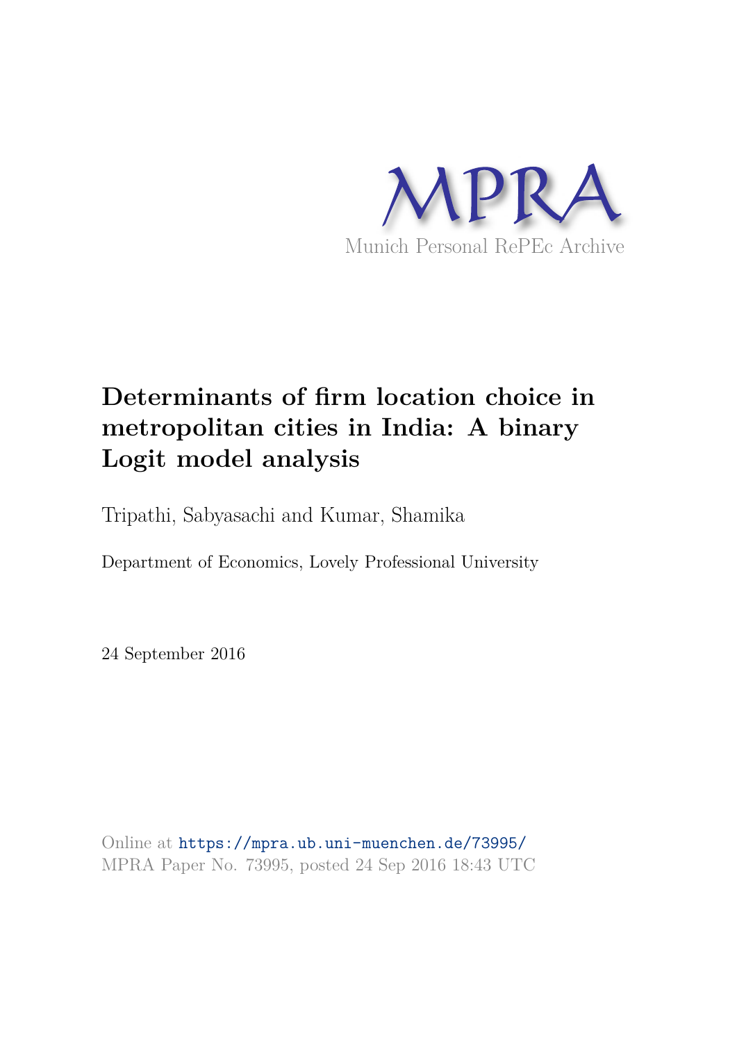MPRA

Munich Personal RePEc Archive

# Determinants of firm location choice in metropolitan cities in India: A binary Logit model analysis

Tripathi, Sabyasachi and Kumar, Shamika

Department of Economics, Lovely Professional University

24 September 2016

Online at https://mpra.ub.uni-muenchen.de/73995/
MPRA Paper No. 73995, posted 24 Sep 2016 18:43 UTC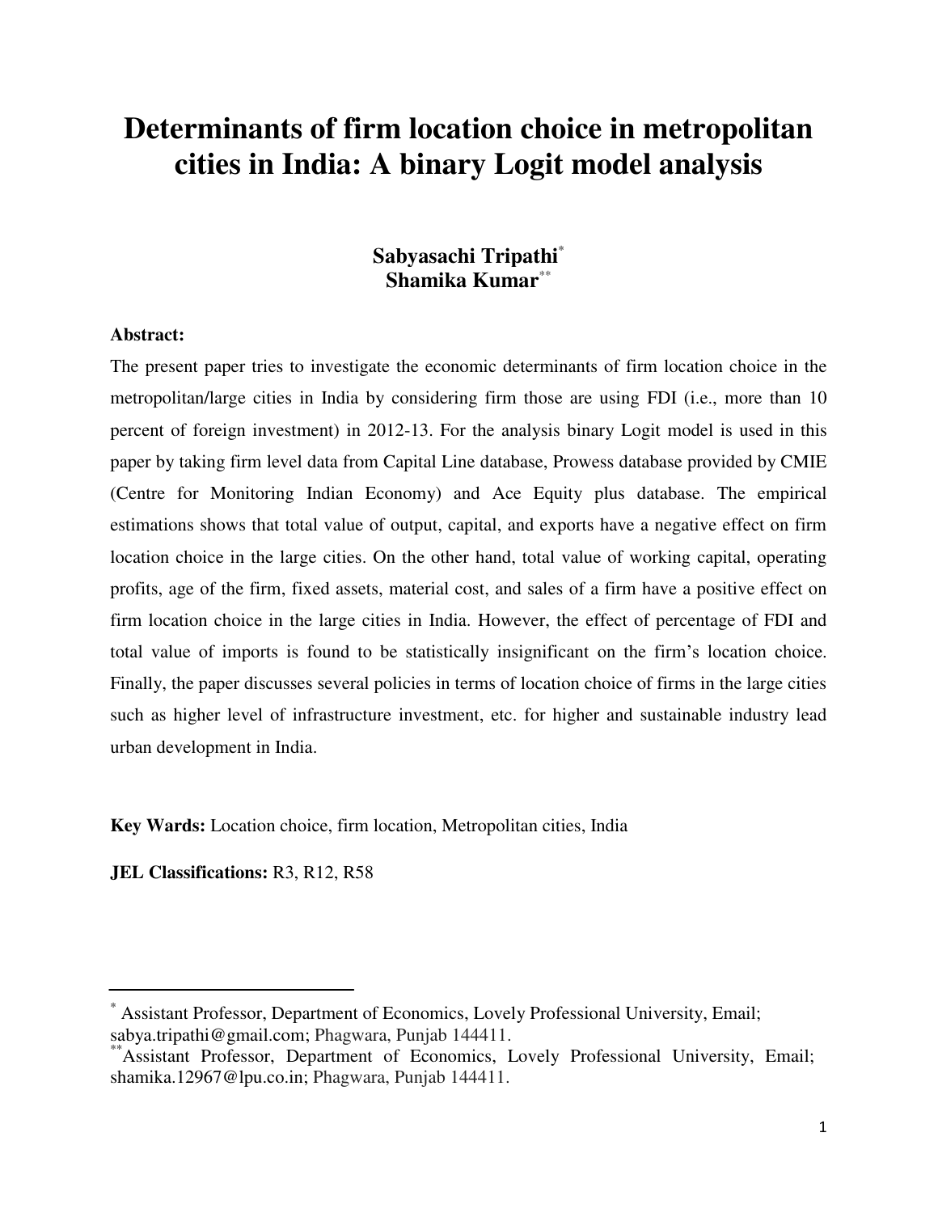# Determinants of firm location choice in metropolitan cities in India: A binary Logit model analysis

**Sabyasachi Tripathi**[*]
**Shamika Kumar**[**]

**Abstract:**

The present paper tries to investigate the economic determinants of firm location choice in the metropolitan/large cities in India by considering firm those are using FDI (i.e., more than 10 percent of foreign investment) in 2012-13. For the analysis binary Logit model is used in this paper by taking firm level data from Capital Line database, Prowess database provided by CMIE (Centre for Monitoring Indian Economy) and Ace Equity plus database. The empirical estimations shows that total value of output, capital, and exports have a negative effect on firm location choice in the large cities. On the other hand, total value of working capital, operating profits, age of the firm, fixed assets, material cost, and sales of a firm have a positive effect on firm location choice in the large cities in India. However, the effect of percentage of FDI and total value of imports is found to be statistically insignificant on the firm's location choice. Finally, the paper discusses several policies in terms of location choice of firms in the large cities such as higher level of infrastructure investment, etc. for higher and sustainable industry lead urban development in India.

**Key Wards:** Location choice, firm location, Metropolitan cities, India

**JEL Classifications:** R3, R12, R58

---

[*] Assistant Professor, Department of Economics, Lovely Professional University, Email; sabya.tripathi@gmail.com; Phagwara, Punjab 144411.

[**] Assistant Professor, Department of Economics, Lovely Professional University, Email; shamika.12967@lpu.co.in; Phagwara, Punjab 144411.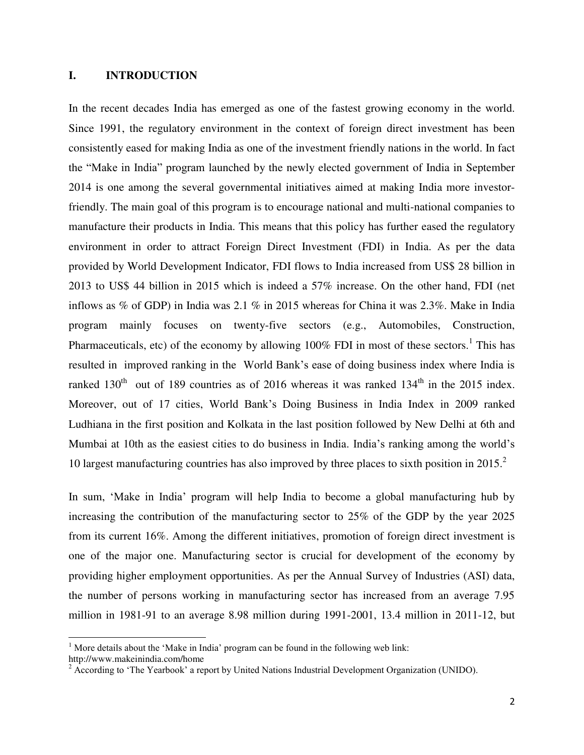## I. INTRODUCTION

In the recent decades India has emerged as one of the fastest growing economy in the world. Since 1991, the regulatory environment in the context of foreign direct investment has been consistently eased for making India as one of the investment friendly nations in the world. In fact the "Make in India" program launched by the newly elected government of India in September 2014 is one among the several governmental initiatives aimed at making India more investor-friendly. The main goal of this program is to encourage national and multi-national companies to manufacture their products in India. This means that this policy has further eased the regulatory environment in order to attract Foreign Direct Investment (FDI) in India. As per the data provided by World Development Indicator, FDI flows to India increased from US$ 28 billion in 2013 to US$ 44 billion in 2015 which is indeed a 57% increase. On the other hand, FDI (net inflows as % of GDP) in India was 2.1 % in 2015 whereas for China it was 2.3%. Make in India program mainly focuses on twenty-five sectors (e.g., Automobiles, Construction, Pharmaceuticals, etc) of the economy by allowing 100% FDI in most of these sectors.[1] This has resulted in improved ranking in the World Bank's ease of doing business index where India is ranked 130th out of 189 countries as of 2016 whereas it was ranked 134th in the 2015 index. Moreover, out of 17 cities, World Bank's Doing Business in India Index in 2009 ranked Ludhiana in the first position and Kolkata in the last position followed by New Delhi at 6th and Mumbai at 10th as the easiest cities to do business in India. India's ranking among the world's 10 largest manufacturing countries has also improved by three places to sixth position in 2015.[2]

In sum, 'Make in India' program will help India to become a global manufacturing hub by increasing the contribution of the manufacturing sector to 25% of the GDP by the year 2025 from its current 16%. Among the different initiatives, promotion of foreign direct investment is one of the major one. Manufacturing sector is crucial for development of the economy by providing higher employment opportunities. As per the Annual Survey of Industries (ASI) data, the number of persons working in manufacturing sector has increased from an average 7.95 million in 1981-91 to an average 8.98 million during 1991-2001, 13.4 million in 2011-12, but

---

[1] More details about the 'Make in India' program can be found in the following web link: http://www.makeinindia.com/home

[2] According to 'The Yearbook' a report by United Nations Industrial Development Organization (UNIDO).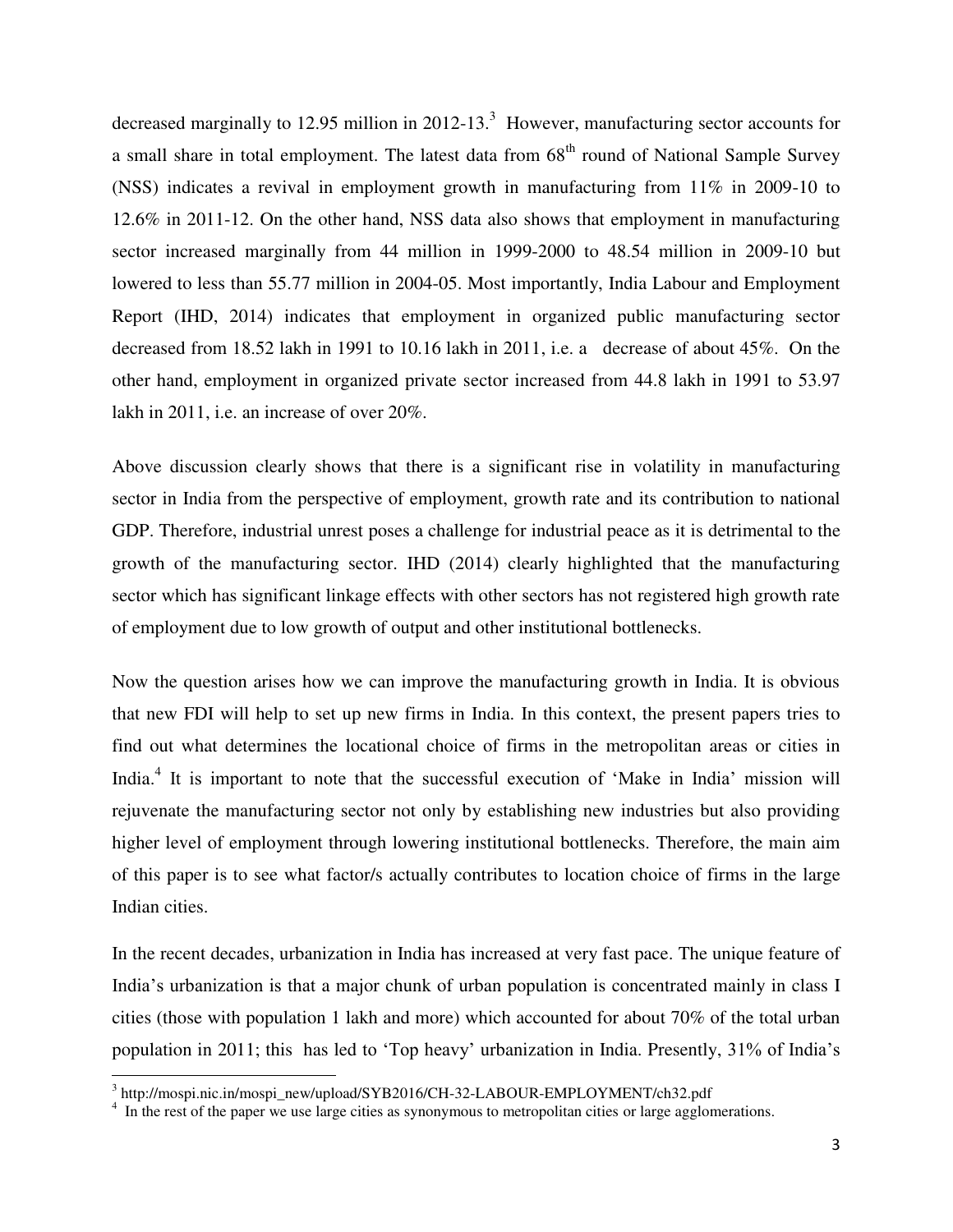decreased marginally to 12.95 million in 2012-13.[3] However, manufacturing sector accounts for a small share in total employment. The latest data from 68[th] round of National Sample Survey (NSS) indicates a revival in employment growth in manufacturing from 11% in 2009-10 to 12.6% in 2011-12. On the other hand, NSS data also shows that employment in manufacturing sector increased marginally from 44 million in 1999-2000 to 48.54 million in 2009-10 but lowered to less than 55.77 million in 2004-05. Most importantly, India Labour and Employment Report (IHD, 2014) indicates that employment in organized public manufacturing sector decreased from 18.52 lakh in 1991 to 10.16 lakh in 2011, i.e. a decrease of about 45%. On the other hand, employment in organized private sector increased from 44.8 lakh in 1991 to 53.97 lakh in 2011, i.e. an increase of over 20%.

Above discussion clearly shows that there is a significant rise in volatility in manufacturing sector in India from the perspective of employment, growth rate and its contribution to national GDP. Therefore, industrial unrest poses a challenge for industrial peace as it is detrimental to the growth of the manufacturing sector. IHD (2014) clearly highlighted that the manufacturing sector which has significant linkage effects with other sectors has not registered high growth rate of employment due to low growth of output and other institutional bottlenecks.

Now the question arises how we can improve the manufacturing growth in India. It is obvious that new FDI will help to set up new firms in India. In this context, the present papers tries to find out what determines the locational choice of firms in the metropolitan areas or cities in India.[4] It is important to note that the successful execution of 'Make in India' mission will rejuvenate the manufacturing sector not only by establishing new industries but also providing higher level of employment through lowering institutional bottlenecks. Therefore, the main aim of this paper is to see what factor/s actually contributes to location choice of firms in the large Indian cities.

In the recent decades, urbanization in India has increased at very fast pace. The unique feature of India's urbanization is that a major chunk of urban population is concentrated mainly in class I cities (those with population 1 lakh and more) which accounted for about 70% of the total urban population in 2011; this has led to 'Top heavy' urbanization in India. Presently, 31% of India's

---

[3] http://mospi.nic.in/mospi_new/upload/SYB2016/CH-32-LABOUR-EMPLOYMENT/ch32.pdf

[4] In the rest of the paper we use large cities as synonymous to metropolitan cities or large agglomerations.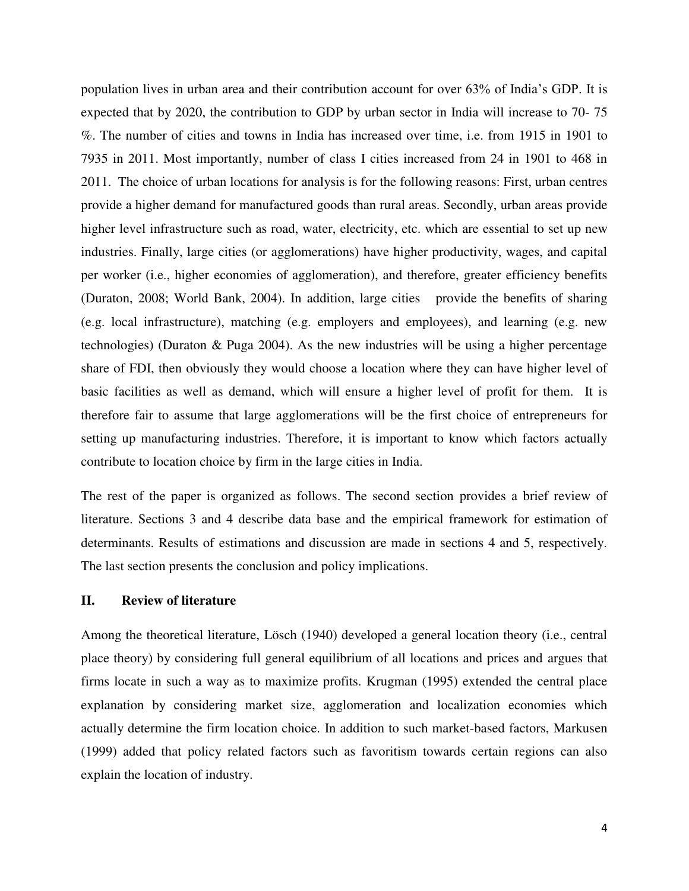population lives in urban area and their contribution account for over 63% of India's GDP. It is expected that by 2020, the contribution to GDP by urban sector in India will increase to 70- 75 %. The number of cities and towns in India has increased over time, i.e. from 1915 in 1901 to 7935 in 2011. Most importantly, number of class I cities increased from 24 in 1901 to 468 in 2011. The choice of urban locations for analysis is for the following reasons: First, urban centres provide a higher demand for manufactured goods than rural areas. Secondly, urban areas provide higher level infrastructure such as road, water, electricity, etc. which are essential to set up new industries. Finally, large cities (or agglomerations) have higher productivity, wages, and capital per worker (i.e., higher economies of agglomeration), and therefore, greater efficiency benefits (Duraton, 2008; World Bank, 2004). In addition, large cities provide the benefits of sharing (e.g. local infrastructure), matching (e.g. employers and employees), and learning (e.g. new technologies) (Duraton & Puga 2004). As the new industries will be using a higher percentage share of FDI, then obviously they would choose a location where they can have higher level of basic facilities as well as demand, which will ensure a higher level of profit for them. It is therefore fair to assume that large agglomerations will be the first choice of entrepreneurs for setting up manufacturing industries. Therefore, it is important to know which factors actually contribute to location choice by firm in the large cities in India.

The rest of the paper is organized as follows. The second section provides a brief review of literature. Sections 3 and 4 describe data base and the empirical framework for estimation of determinants. Results of estimations and discussion are made in sections 4 and 5, respectively. The last section presents the conclusion and policy implications.

## II. Review of literature

Among the theoretical literature, Lösch (1940) developed a general location theory (i.e., central place theory) by considering full general equilibrium of all locations and prices and argues that firms locate in such a way as to maximize profits. Krugman (1995) extended the central place explanation by considering market size, agglomeration and localization economies which actually determine the firm location choice. In addition to such market-based factors, Markusen (1999) added that policy related factors such as favoritism towards certain regions can also explain the location of industry.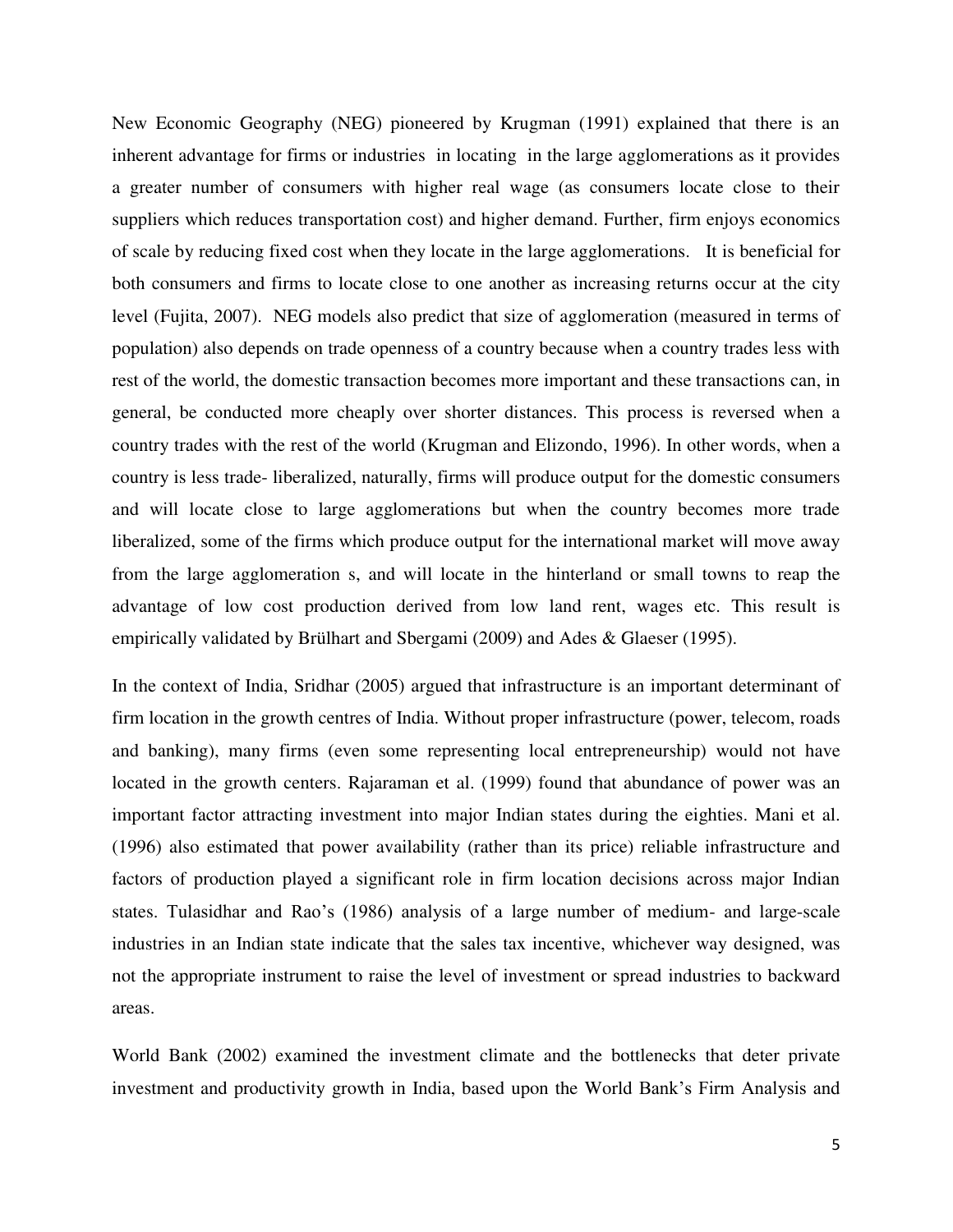New Economic Geography (NEG) pioneered by Krugman (1991) explained that there is an inherent advantage for firms or industries in locating in the large agglomerations as it provides a greater number of consumers with higher real wage (as consumers locate close to their suppliers which reduces transportation cost) and higher demand. Further, firm enjoys economics of scale by reducing fixed cost when they locate in the large agglomerations. It is beneficial for both consumers and firms to locate close to one another as increasing returns occur at the city level (Fujita, 2007). NEG models also predict that size of agglomeration (measured in terms of population) also depends on trade openness of a country because when a country trades less with rest of the world, the domestic transaction becomes more important and these transactions can, in general, be conducted more cheaply over shorter distances. This process is reversed when a country trades with the rest of the world (Krugman and Elizondo, 1996). In other words, when a country is less trade- liberalized, naturally, firms will produce output for the domestic consumers and will locate close to large agglomerations but when the country becomes more trade liberalized, some of the firms which produce output for the international market will move away from the large agglomeration s, and will locate in the hinterland or small towns to reap the advantage of low cost production derived from low land rent, wages etc. This result is empirically validated by Brülhart and Sbergami (2009) and Ades & Glaeser (1995).

In the context of India, Sridhar (2005) argued that infrastructure is an important determinant of firm location in the growth centres of India. Without proper infrastructure (power, telecom, roads and banking), many firms (even some representing local entrepreneurship) would not have located in the growth centers. Rajaraman et al. (1999) found that abundance of power was an important factor attracting investment into major Indian states during the eighties. Mani et al. (1996) also estimated that power availability (rather than its price) reliable infrastructure and factors of production played a significant role in firm location decisions across major Indian states. Tulasidhar and Rao's (1986) analysis of a large number of medium- and large-scale industries in an Indian state indicate that the sales tax incentive, whichever way designed, was not the appropriate instrument to raise the level of investment or spread industries to backward areas.

World Bank (2002) examined the investment climate and the bottlenecks that deter private investment and productivity growth in India, based upon the World Bank's Firm Analysis and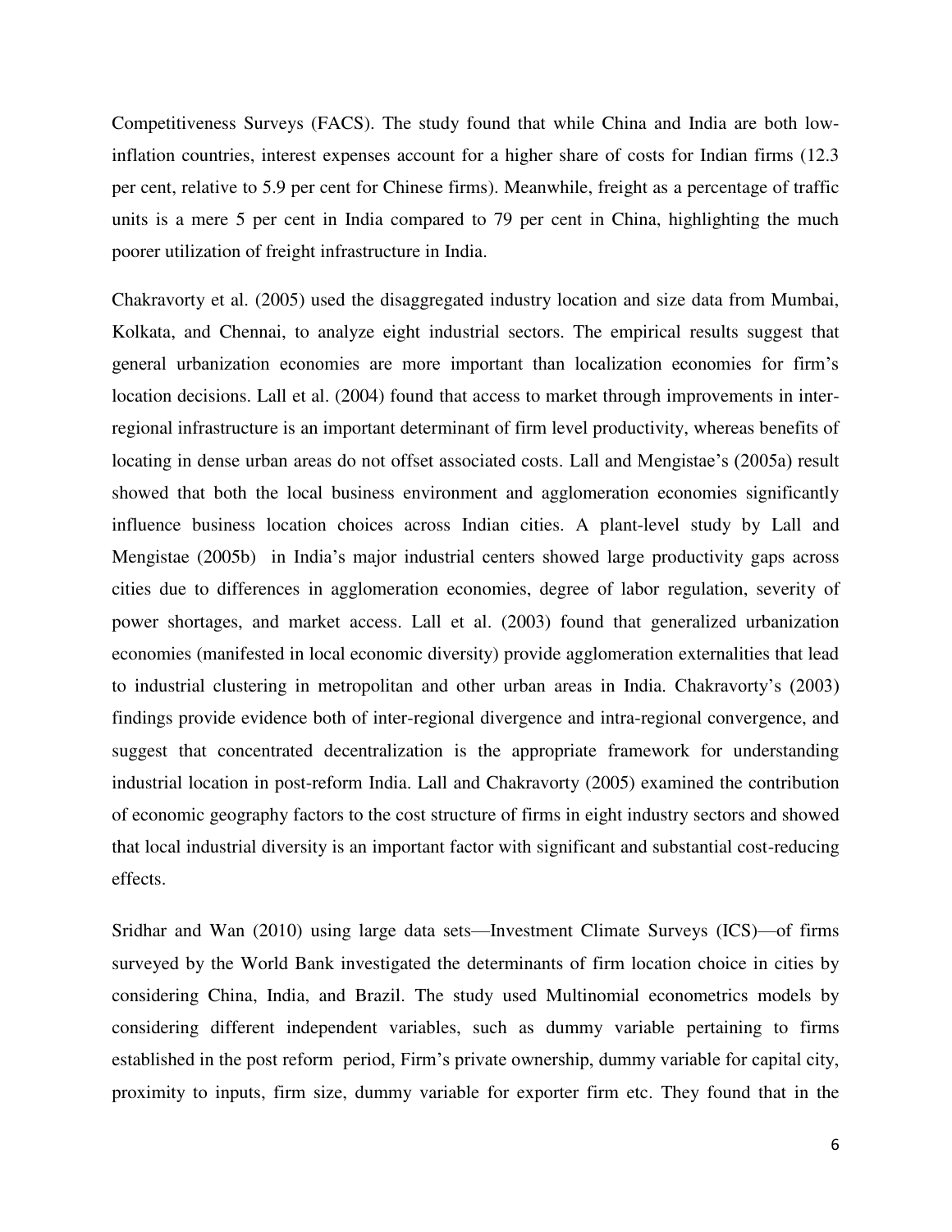Competitiveness Surveys (FACS). The study found that while China and India are both low-inflation countries, interest expenses account for a higher share of costs for Indian firms (12.3 per cent, relative to 5.9 per cent for Chinese firms). Meanwhile, freight as a percentage of traffic units is a mere 5 per cent in India compared to 79 per cent in China, highlighting the much poorer utilization of freight infrastructure in India.

Chakravorty et al. (2005) used the disaggregated industry location and size data from Mumbai, Kolkata, and Chennai, to analyze eight industrial sectors. The empirical results suggest that general urbanization economies are more important than localization economies for firm's location decisions. Lall et al. (2004) found that access to market through improvements in inter-regional infrastructure is an important determinant of firm level productivity, whereas benefits of locating in dense urban areas do not offset associated costs. Lall and Mengistae's (2005a) result showed that both the local business environment and agglomeration economies significantly influence business location choices across Indian cities. A plant-level study by Lall and Mengistae (2005b) in India's major industrial centers showed large productivity gaps across cities due to differences in agglomeration economies, degree of labor regulation, severity of power shortages, and market access. Lall et al. (2003) found that generalized urbanization economies (manifested in local economic diversity) provide agglomeration externalities that lead to industrial clustering in metropolitan and other urban areas in India. Chakravorty's (2003) findings provide evidence both of inter-regional divergence and intra-regional convergence, and suggest that concentrated decentralization is the appropriate framework for understanding industrial location in post-reform India. Lall and Chakravorty (2005) examined the contribution of economic geography factors to the cost structure of firms in eight industry sectors and showed that local industrial diversity is an important factor with significant and substantial cost-reducing effects.

Sridhar and Wan (2010) using large data sets—Investment Climate Surveys (ICS)—of firms surveyed by the World Bank investigated the determinants of firm location choice in cities by considering China, India, and Brazil. The study used Multinomial econometrics models by considering different independent variables, such as dummy variable pertaining to firms established in the post reform period, Firm's private ownership, dummy variable for capital city, proximity to inputs, firm size, dummy variable for exporter firm etc. They found that in the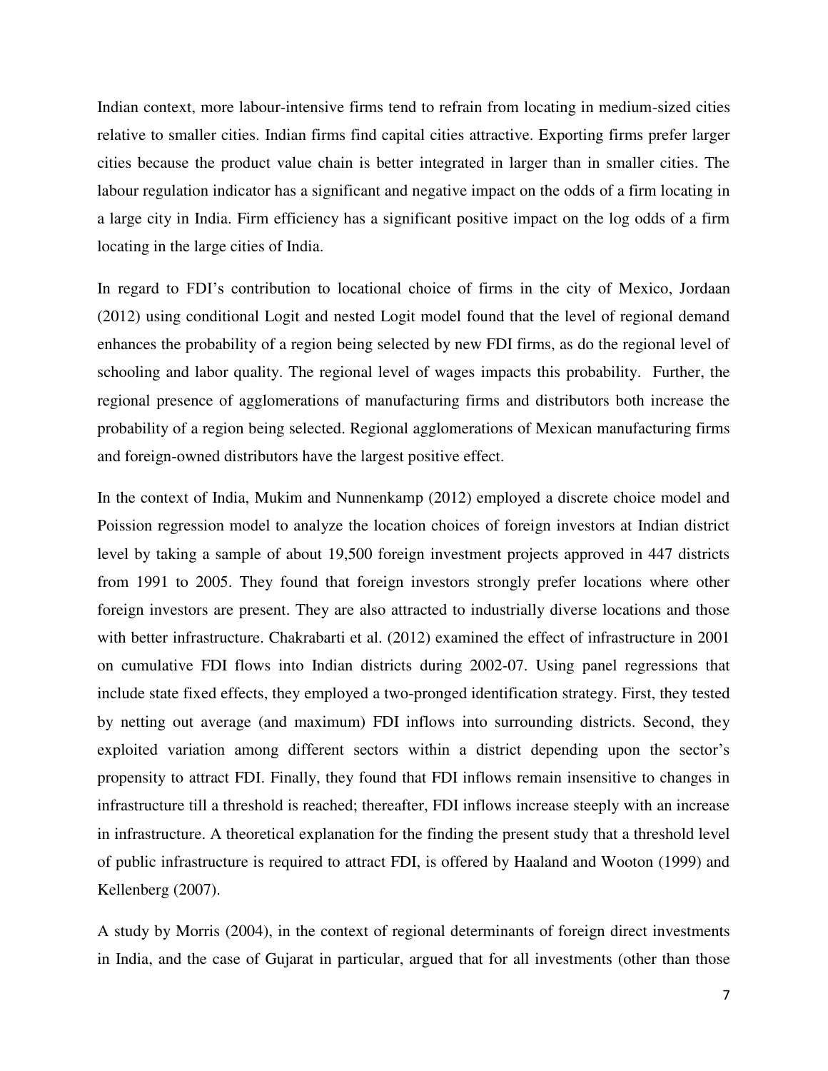Indian context, more labour-intensive firms tend to refrain from locating in medium-sized cities relative to smaller cities. Indian firms find capital cities attractive. Exporting firms prefer larger cities because the product value chain is better integrated in larger than in smaller cities. The labour regulation indicator has a significant and negative impact on the odds of a firm locating in a large city in India. Firm efficiency has a significant positive impact on the log odds of a firm locating in the large cities of India.

In regard to FDI's contribution to locational choice of firms in the city of Mexico, Jordaan (2012) using conditional Logit and nested Logit model found that the level of regional demand enhances the probability of a region being selected by new FDI firms, as do the regional level of schooling and labor quality. The regional level of wages impacts this probability. Further, the regional presence of agglomerations of manufacturing firms and distributors both increase the probability of a region being selected. Regional agglomerations of Mexican manufacturing firms and foreign-owned distributors have the largest positive effect.

In the context of India, Mukim and Nunnenkamp (2012) employed a discrete choice model and Poission regression model to analyze the location choices of foreign investors at Indian district level by taking a sample of about 19,500 foreign investment projects approved in 447 districts from 1991 to 2005. They found that foreign investors strongly prefer locations where other foreign investors are present. They are also attracted to industrially diverse locations and those with better infrastructure. Chakrabarti et al. (2012) examined the effect of infrastructure in 2001 on cumulative FDI flows into Indian districts during 2002-07. Using panel regressions that include state fixed effects, they employed a two-pronged identification strategy. First, they tested by netting out average (and maximum) FDI inflows into surrounding districts. Second, they exploited variation among different sectors within a district depending upon the sector's propensity to attract FDI. Finally, they found that FDI inflows remain insensitive to changes in infrastructure till a threshold is reached; thereafter, FDI inflows increase steeply with an increase in infrastructure. A theoretical explanation for the finding the present study that a threshold level of public infrastructure is required to attract FDI, is offered by Haaland and Wooton (1999) and Kellenberg (2007).

A study by Morris (2004), in the context of regional determinants of foreign direct investments in India, and the case of Gujarat in particular, argued that for all investments (other than those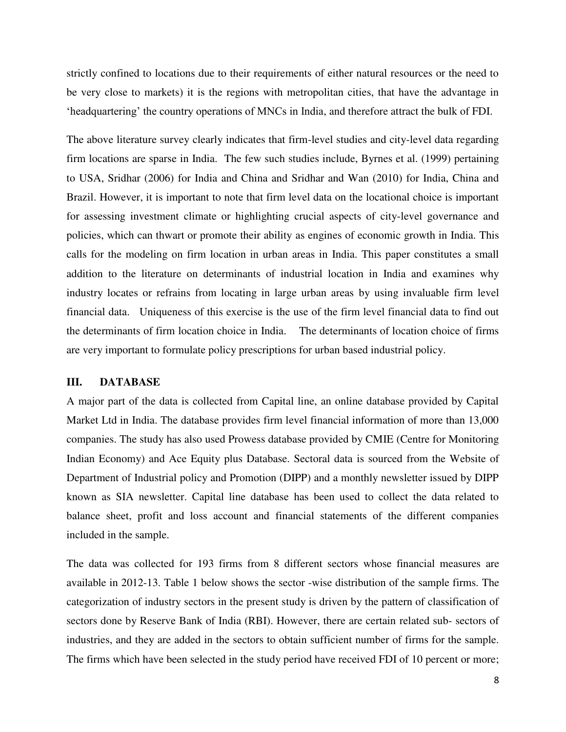strictly confined to locations due to their requirements of either natural resources or the need to be very close to markets) it is the regions with metropolitan cities, that have the advantage in 'headquartering' the country operations of MNCs in India, and therefore attract the bulk of FDI.

The above literature survey clearly indicates that firm-level studies and city-level data regarding firm locations are sparse in India. The few such studies include, Byrnes et al. (1999) pertaining to USA, Sridhar (2006) for India and China and Sridhar and Wan (2010) for India, China and Brazil. However, it is important to note that firm level data on the locational choice is important for assessing investment climate or highlighting crucial aspects of city-level governance and policies, which can thwart or promote their ability as engines of economic growth in India. This calls for the modeling on firm location in urban areas in India. This paper constitutes a small addition to the literature on determinants of industrial location in India and examines why industry locates or refrains from locating in large urban areas by using invaluable firm level financial data. Uniqueness of this exercise is the use of the firm level financial data to find out the determinants of firm location choice in India. The determinants of location choice of firms are very important to formulate policy prescriptions for urban based industrial policy.

## III. DATABASE

A major part of the data is collected from Capital line, an online database provided by Capital Market Ltd in India. The database provides firm level financial information of more than 13,000 companies. The study has also used Prowess database provided by CMIE (Centre for Monitoring Indian Economy) and Ace Equity plus Database. Sectoral data is sourced from the Website of Department of Industrial policy and Promotion (DIPP) and a monthly newsletter issued by DIPP known as SIA newsletter. Capital line database has been used to collect the data related to balance sheet, profit and loss account and financial statements of the different companies included in the sample.

The data was collected for 193 firms from 8 different sectors whose financial measures are available in 2012-13. Table 1 below shows the sector -wise distribution of the sample firms. The categorization of industry sectors in the present study is driven by the pattern of classification of sectors done by Reserve Bank of India (RBI). However, there are certain related sub- sectors of industries, and they are added in the sectors to obtain sufficient number of firms for the sample. The firms which have been selected in the study period have received FDI of 10 percent or more;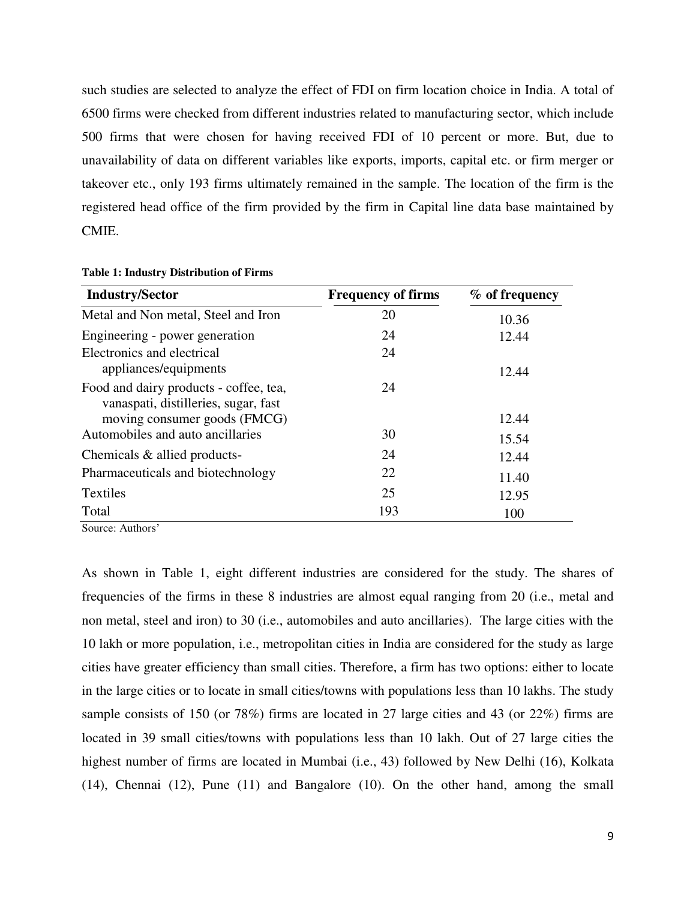such studies are selected to analyze the effect of FDI on firm location choice in India. A total of 6500 firms were checked from different industries related to manufacturing sector, which include 500 firms that were chosen for having received FDI of 10 percent or more. But, due to unavailability of data on different variables like exports, imports, capital etc. or firm merger or takeover etc., only 193 firms ultimately remained in the sample. The location of the firm is the registered head office of the firm provided by the firm in Capital line data base maintained by CMIE.

**Table 1: Industry Distribution of Firms**

| Industry/Sector | Frequency of firms | % of frequency |
|---|---|---|
| Metal and Non metal, Steel and Iron | 20 | 10.36 |
| Engineering - power generation | 24 | 12.44 |
| Electronics and electrical appliances/equipments | 24 | 12.44 |
| Food and dairy products - coffee, tea, vanaspati, distilleries, sugar, fast moving consumer goods (FMCG) | 24 | 12.44 |
| Automobiles and auto ancillaries | 30 | 15.54 |
| Chemicals & allied products- | 24 | 12.44 |
| Pharmaceuticals and biotechnology | 22 | 11.40 |
| Textiles | 25 | 12.95 |
| Total | 193 | 100 |

Source: Authors'

As shown in Table 1, eight different industries are considered for the study. The shares of frequencies of the firms in these 8 industries are almost equal ranging from 20 (i.e., metal and non metal, steel and iron) to 30 (i.e., automobiles and auto ancillaries). The large cities with the 10 lakh or more population, i.e., metropolitan cities in India are considered for the study as large cities have greater efficiency than small cities. Therefore, a firm has two options: either to locate in the large cities or to locate in small cities/towns with populations less than 10 lakhs. The study sample consists of 150 (or 78%) firms are located in 27 large cities and 43 (or 22%) firms are located in 39 small cities/towns with populations less than 10 lakh. Out of 27 large cities the highest number of firms are located in Mumbai (i.e., 43) followed by New Delhi (16), Kolkata (14), Chennai (12), Pune (11) and Bangalore (10). On the other hand, among the small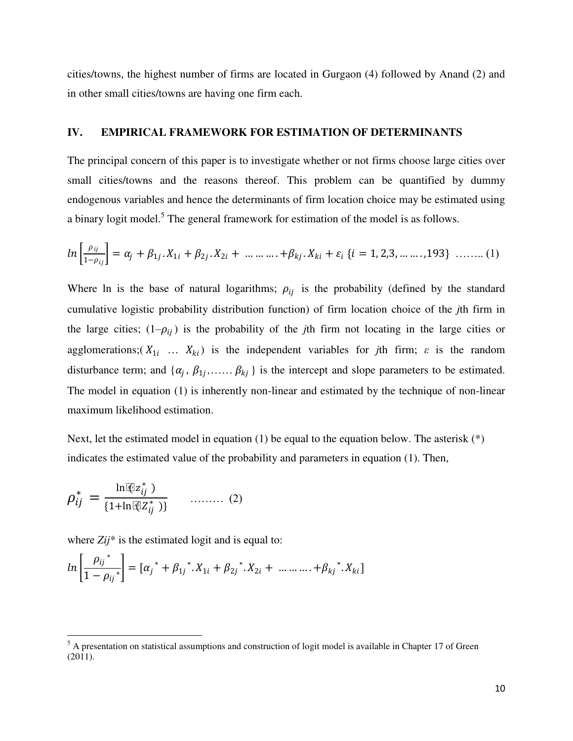cities/towns, the highest number of firms are located in Gurgaon (4) followed by Anand (2) and in other small cities/towns are having one firm each.

## IV. EMPIRICAL FRAMEWORK FOR ESTIMATION OF DETERMINANTS

The principal concern of this paper is to investigate whether or not firms choose large cities over small cities/towns and the reasons thereof. This problem can be quantified by dummy endogenous variables and hence the determinants of firm location choice may be estimated using a binary logit model.[5] The general framework for estimation of the model is as follows.

$$ln\left[\frac{\rho_{ij}}{1-\rho_{ij}}\right] = \alpha_j + \beta_{1j}.X_{1i} + \beta_{2j}.X_{2i} + \ldots\ldots\ldots. + \beta_{kj}.X_{ki} + \varepsilon_i \; \{i = 1, 2, 3, \ldots\ldots., 193\} \quad \ldots\ldots.. (1)$$

Where ln is the base of natural logarithms; $\rho_{ij}$ is the probability (defined by the standard cumulative logistic probability distribution function) of firm location choice of the *j*th firm in the large cities; $(1-\rho_{ij})$ is the probability of the *j*th firm not locating in the large cities or agglomerations;$(X_{1i} \ \ldots \ X_{ki})$ is the independent variables for *j*th firm; $\varepsilon$ is the random disturbance term; and $\{\alpha_j, \beta_{1j}, \ldots\ldots \beta_{kj}\}$ is the intercept and slope parameters to be estimated. The model in equation (1) is inherently non-linear and estimated by the technique of non-linear maximum likelihood estimation.

Next, let the estimated model in equation (1) be equal to the equation below. The asterisk (*) indicates the estimated value of the probability and parameters in equation (1). Then,

$$\rho_{ij}^* = \frac{\ln(z_{ij}^*)}{\{1+\ln(Z_{ij}^*)\}} \quad \ldots\ldots\ldots \ (2)$$

where *Zij** is the estimated logit and is equal to:

$$ln\left[\frac{\rho_{ij}{}^*}{1-\rho_{ij}{}^*}\right] = [\alpha_j{}^* + \beta_{1j}{}^*.X_{1i} + \beta_{2j}{}^*.X_{2i} + \ldots\ldots\ldots. + \beta_{kj}{}^*.X_{ki}]$$

---

[5] A presentation on statistical assumptions and construction of logit model is available in Chapter 17 of Green (2011).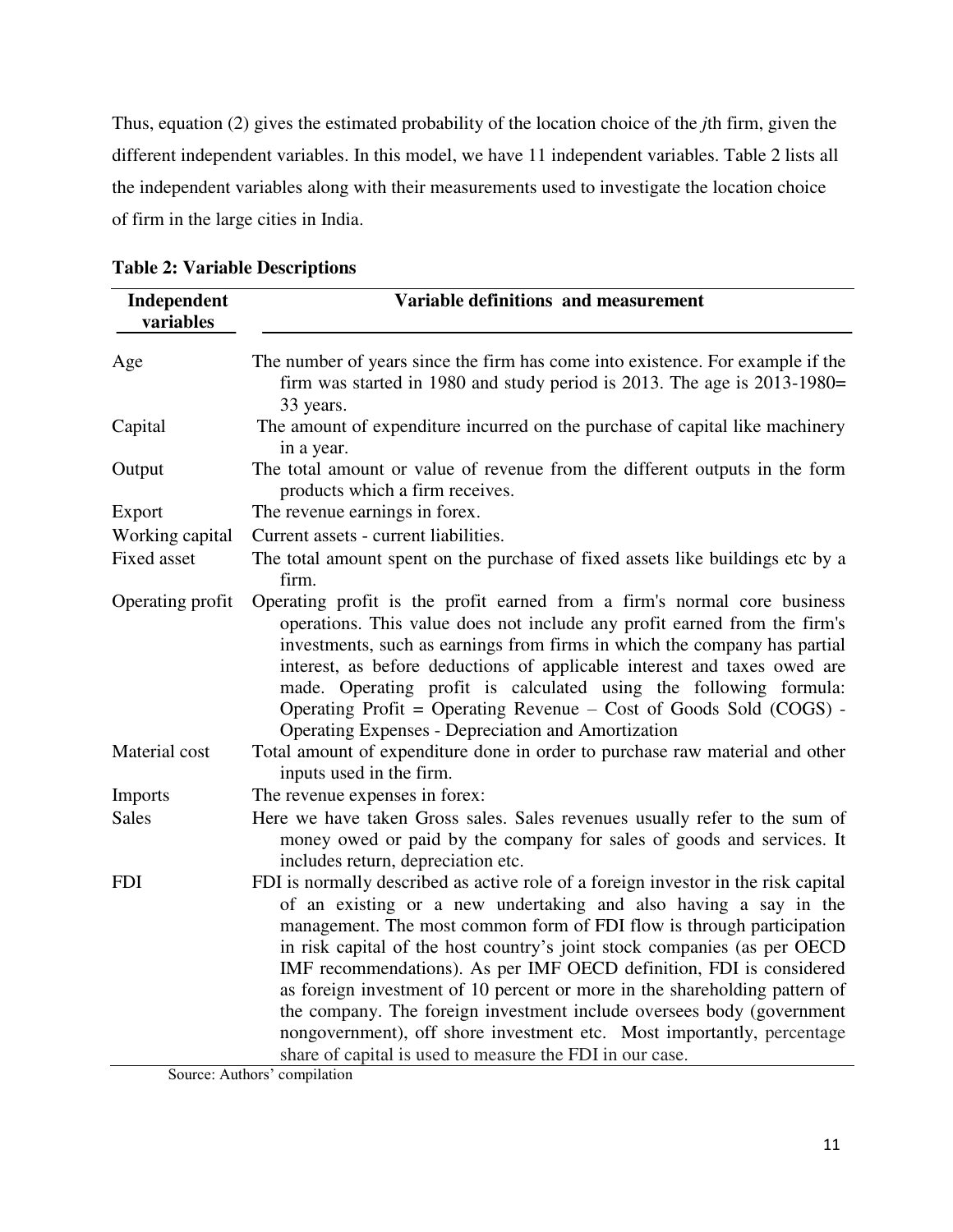Thus, equation (2) gives the estimated probability of the location choice of the *j*th firm, given the different independent variables. In this model, we have 11 independent variables. Table 2 lists all the independent variables along with their measurements used to investigate the location choice of firm in the large cities in India.

**Table 2: Variable Descriptions**

| Independent variables | Variable definitions and measurement |
|---|---|
| Age | The number of years since the firm has come into existence. For example if the firm was started in 1980 and study period is 2013. The age is 2013-1980= 33 years. |
| Capital | The amount of expenditure incurred on the purchase of capital like machinery in a year. |
| Output | The total amount or value of revenue from the different outputs in the form products which a firm receives. |
| Export | The revenue earnings in forex. |
| Working capital | Current assets - current liabilities. |
| Fixed asset | The total amount spent on the purchase of fixed assets like buildings etc by a firm. |
| Operating profit | Operating profit is the profit earned from a firm's normal core business operations. This value does not include any profit earned from the firm's investments, such as earnings from firms in which the company has partial interest, as before deductions of applicable interest and taxes owed are made. Operating profit is calculated using the following formula: Operating Profit = Operating Revenue – Cost of Goods Sold (COGS) - Operating Expenses - Depreciation and Amortization |
| Material cost | Total amount of expenditure done in order to purchase raw material and other inputs used in the firm. |
| Imports | The revenue expenses in forex: |
| Sales | Here we have taken Gross sales. Sales revenues usually refer to the sum of money owed or paid by the company for sales of goods and services. It includes return, depreciation etc. |
| FDI | FDI is normally described as active role of a foreign investor in the risk capital of an existing or a new undertaking and also having a say in the management. The most common form of FDI flow is through participation in risk capital of the host country's joint stock companies (as per OECD IMF recommendations). As per IMF OECD definition, FDI is considered as foreign investment of 10 percent or more in the shareholding pattern of the company. The foreign investment include oversees body (government nongovernment), off shore investment etc. Most importantly, percentage share of capital is used to measure the FDI in our case. |

Source: Authors' compilation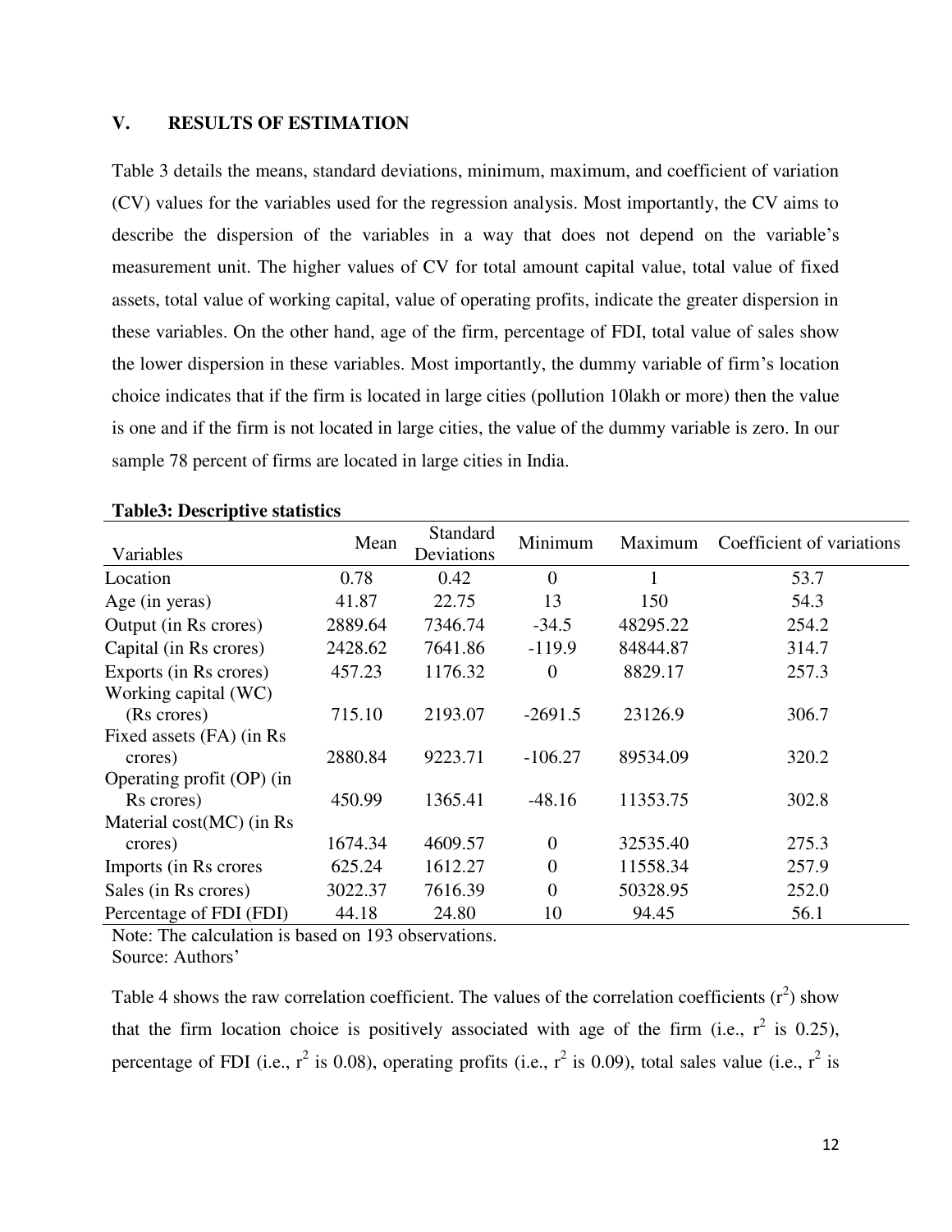## V. RESULTS OF ESTIMATION

Table 3 details the means, standard deviations, minimum, maximum, and coefficient of variation (CV) values for the variables used for the regression analysis. Most importantly, the CV aims to describe the dispersion of the variables in a way that does not depend on the variable's measurement unit. The higher values of CV for total amount capital value, total value of fixed assets, total value of working capital, value of operating profits, indicate the greater dispersion in these variables. On the other hand, age of the firm, percentage of FDI, total value of sales show the lower dispersion in these variables. Most importantly, the dummy variable of firm's location choice indicates that if the firm is located in large cities (pollution 10lakh or more) then the value is one and if the firm is not located in large cities, the value of the dummy variable is zero. In our sample 78 percent of firms are located in large cities in India.

**Table3: Descriptive statistics**

| Variables | Mean | Standard Deviations | Minimum | Maximum | Coefficient of variations |
|---|---|---|---|---|---|
| Location | 0.78 | 0.42 | 0 | 1 | 53.7 |
| Age (in yeras) | 41.87 | 22.75 | 13 | 150 | 54.3 |
| Output (in Rs crores) | 2889.64 | 7346.74 | -34.5 | 48295.22 | 254.2 |
| Capital (in Rs crores) | 2428.62 | 7641.86 | -119.9 | 84844.87 | 314.7 |
| Exports (in Rs crores) | 457.23 | 1176.32 | 0 | 8829.17 | 257.3 |
| Working capital (WC) (Rs crores) | 715.10 | 2193.07 | -2691.5 | 23126.9 | 306.7 |
| Fixed assets (FA) (in Rs crores) | 2880.84 | 9223.71 | -106.27 | 89534.09 | 320.2 |
| Operating profit (OP) (in Rs crores) | 450.99 | 1365.41 | -48.16 | 11353.75 | 302.8 |
| Material cost(MC) (in Rs crores) | 1674.34 | 4609.57 | 0 | 32535.40 | 275.3 |
| Imports (in Rs crores | 625.24 | 1612.27 | 0 | 11558.34 | 257.9 |
| Sales (in Rs crores) | 3022.37 | 7616.39 | 0 | 50328.95 | 252.0 |
| Percentage of FDI (FDI) | 44.18 | 24.80 | 10 | 94.45 | 56.1 |

Note: The calculation is based on 193 observations.
Source: Authors'

Table 4 shows the raw correlation coefficient. The values of the correlation coefficients ($r^2$) show that the firm location choice is positively associated with age of the firm (i.e., $r^2$ is 0.25), percentage of FDI (i.e., $r^2$ is 0.08), operating profits (i.e., $r^2$ is 0.09), total sales value (i.e., $r^2$ is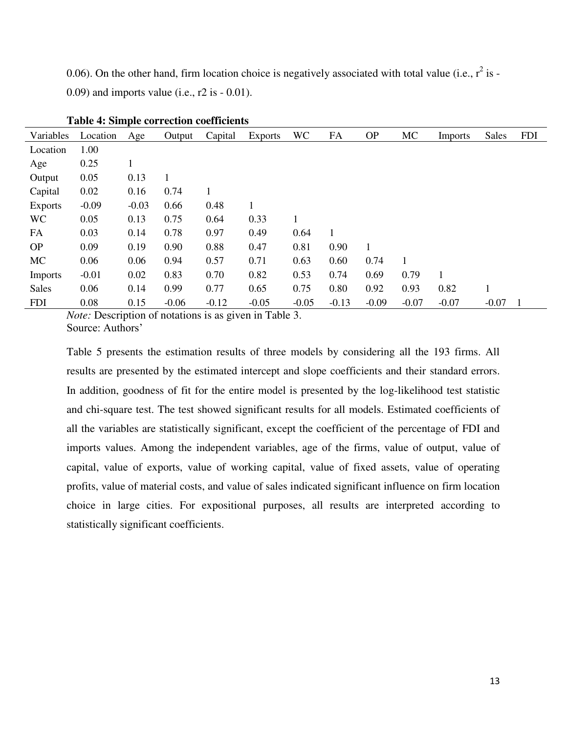0.06). On the other hand, firm location choice is negatively associated with total value (i.e., $r^2$ is -0.09) and imports value (i.e., r2 is - 0.01).

**Table 4: Simple correction coefficients**

| Variables | Location | Age | Output | Capital | Exports | WC | FA | OP | MC | Imports | Sales | FDI |
|---|---|---|---|---|---|---|---|---|---|---|---|---|
| Location | 1.00 | | | | | | | | | | | |
| Age | 0.25 | 1 | | | | | | | | | | |
| Output | 0.05 | 0.13 | 1 | | | | | | | | | |
| Capital | 0.02 | 0.16 | 0.74 | 1 | | | | | | | | |
| Exports | -0.09 | -0.03 | 0.66 | 0.48 | 1 | | | | | | | |
| WC | 0.05 | 0.13 | 0.75 | 0.64 | 0.33 | 1 | | | | | | |
| FA | 0.03 | 0.14 | 0.78 | 0.97 | 0.49 | 0.64 | 1 | | | | | |
| OP | 0.09 | 0.19 | 0.90 | 0.88 | 0.47 | 0.81 | 0.90 | 1 | | | | |
| MC | 0.06 | 0.06 | 0.94 | 0.57 | 0.71 | 0.63 | 0.60 | 0.74 | 1 | | | |
| Imports | -0.01 | 0.02 | 0.83 | 0.70 | 0.82 | 0.53 | 0.74 | 0.69 | 0.79 | 1 | | |
| Sales | 0.06 | 0.14 | 0.99 | 0.77 | 0.65 | 0.75 | 0.80 | 0.92 | 0.93 | 0.82 | 1 | |
| FDI | 0.08 | 0.15 | -0.06 | -0.12 | -0.05 | -0.05 | -0.13 | -0.09 | -0.07 | -0.07 | -0.07 | 1 |

*Note:* Description of notations is as given in Table 3.
Source: Authors'

Table 5 presents the estimation results of three models by considering all the 193 firms. All results are presented by the estimated intercept and slope coefficients and their standard errors. In addition, goodness of fit for the entire model is presented by the log-likelihood test statistic and chi-square test. The test showed significant results for all models. Estimated coefficients of all the variables are statistically significant, except the coefficient of the percentage of FDI and imports values. Among the independent variables, age of the firms, value of output, value of capital, value of exports, value of working capital, value of fixed assets, value of operating profits, value of material costs, and value of sales indicated significant influence on firm location choice in large cities. For expositional purposes, all results are interpreted according to statistically significant coefficients.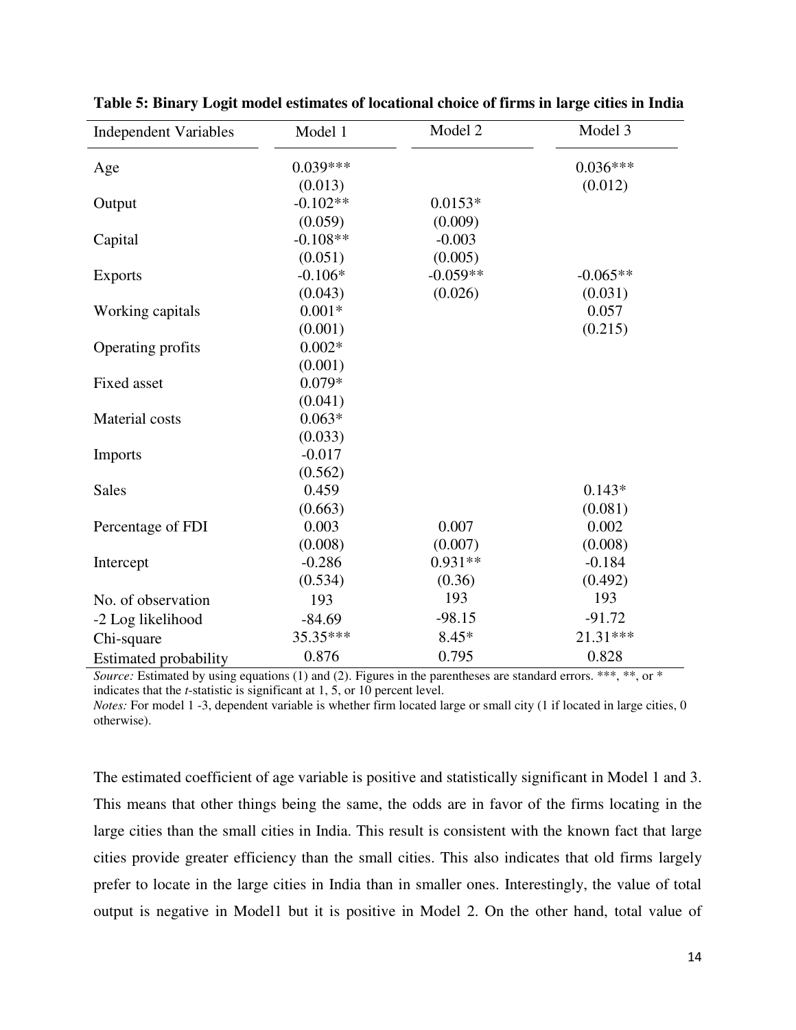**Table 5: Binary Logit model estimates of locational choice of firms in large cities in India**

| Independent Variables | Model 1 | Model 2 | Model 3 |
|---|---|---|---|
| Age | 0.039*** | | 0.036*** |
| | (0.013) | | (0.012) |
| Output | -0.102** | 0.0153* | |
| | (0.059) | (0.009) | |
| Capital | -0.108** | -0.003 | |
| | (0.051) | (0.005) | |
| Exports | -0.106* | -0.059** | -0.065** |
| | (0.043) | (0.026) | (0.031) |
| Working capitals | 0.001* | | 0.057 |
| | (0.001) | | (0.215) |
| Operating profits | 0.002* | | |
| | (0.001) | | |
| Fixed asset | 0.079* | | |
| | (0.041) | | |
| Material costs | 0.063* | | |
| | (0.033) | | |
| Imports | -0.017 | | |
| | (0.562) | | |
| Sales | 0.459 | | 0.143* |
| | (0.663) | | (0.081) |
| Percentage of FDI | 0.003 | 0.007 | 0.002 |
| | (0.008) | (0.007) | (0.008) |
| Intercept | -0.286 | 0.931** | -0.184 |
| | (0.534) | (0.36) | (0.492) |
| No. of observation | 193 | 193 | 193 |
| -2 Log likelihood | -84.69 | -98.15 | -91.72 |
| Chi-square | 35.35*** | 8.45* | 21.31*** |
| Estimated probability | 0.876 | 0.795 | 0.828 |

*Source:* Estimated by using equations (1) and (2). Figures in the parentheses are standard errors. ***, **, or * indicates that the *t*-statistic is significant at 1, 5, or 10 percent level.

*Notes:* For model 1 -3, dependent variable is whether firm located large or small city (1 if located in large cities, 0 otherwise).

The estimated coefficient of age variable is positive and statistically significant in Model 1 and 3. This means that other things being the same, the odds are in favor of the firms locating in the large cities than the small cities in India. This result is consistent with the known fact that large cities provide greater efficiency than the small cities. This also indicates that old firms largely prefer to locate in the large cities in India than in smaller ones. Interestingly, the value of total output is negative in Model1 but it is positive in Model 2. On the other hand, total value of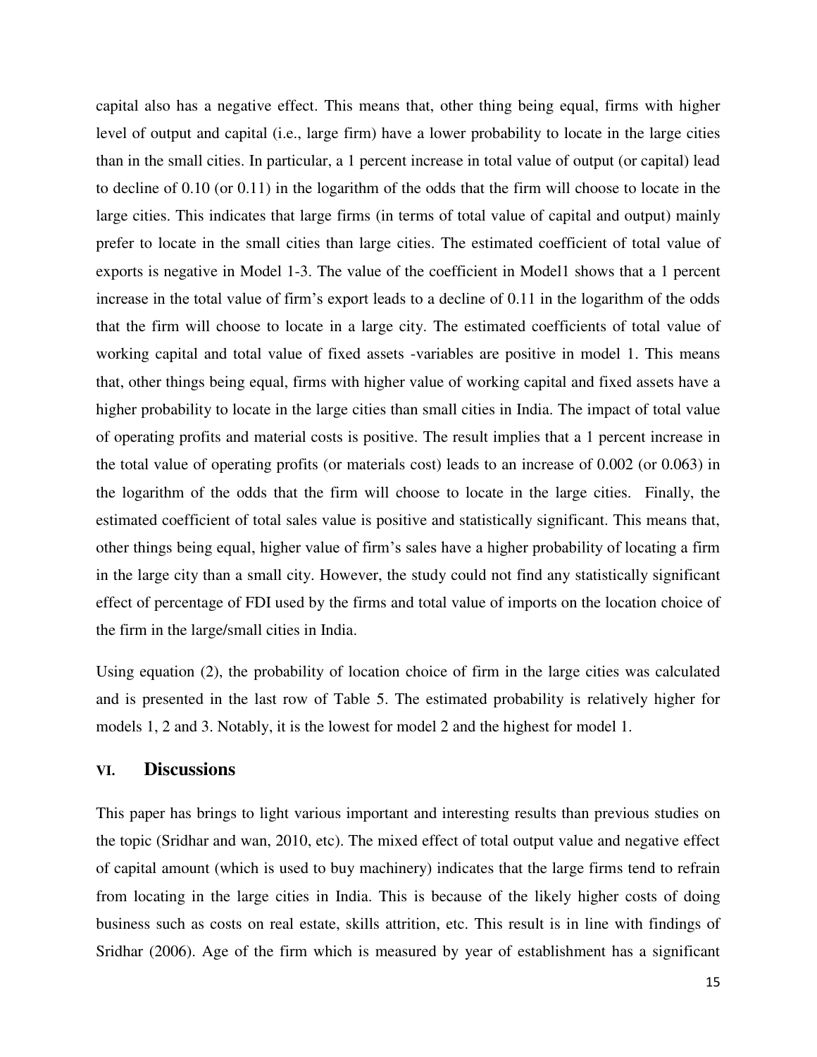capital also has a negative effect. This means that, other thing being equal, firms with higher level of output and capital (i.e., large firm) have a lower probability to locate in the large cities than in the small cities. In particular, a 1 percent increase in total value of output (or capital) lead to decline of 0.10 (or 0.11) in the logarithm of the odds that the firm will choose to locate in the large cities. This indicates that large firms (in terms of total value of capital and output) mainly prefer to locate in the small cities than large cities. The estimated coefficient of total value of exports is negative in Model 1-3. The value of the coefficient in Model1 shows that a 1 percent increase in the total value of firm's export leads to a decline of 0.11 in the logarithm of the odds that the firm will choose to locate in a large city. The estimated coefficients of total value of working capital and total value of fixed assets -variables are positive in model 1. This means that, other things being equal, firms with higher value of working capital and fixed assets have a higher probability to locate in the large cities than small cities in India. The impact of total value of operating profits and material costs is positive. The result implies that a 1 percent increase in the total value of operating profits (or materials cost) leads to an increase of 0.002 (or 0.063) in the logarithm of the odds that the firm will choose to locate in the large cities. Finally, the estimated coefficient of total sales value is positive and statistically significant. This means that, other things being equal, higher value of firm's sales have a higher probability of locating a firm in the large city than a small city. However, the study could not find any statistically significant effect of percentage of FDI used by the firms and total value of imports on the location choice of the firm in the large/small cities in India.

Using equation (2), the probability of location choice of firm in the large cities was calculated and is presented in the last row of Table 5. The estimated probability is relatively higher for models 1, 2 and 3. Notably, it is the lowest for model 2 and the highest for model 1.

## VI. Discussions

This paper has brings to light various important and interesting results than previous studies on the topic (Sridhar and wan, 2010, etc). The mixed effect of total output value and negative effect of capital amount (which is used to buy machinery) indicates that the large firms tend to refrain from locating in the large cities in India. This is because of the likely higher costs of doing business such as costs on real estate, skills attrition, etc. This result is in line with findings of Sridhar (2006). Age of the firm which is measured by year of establishment has a significant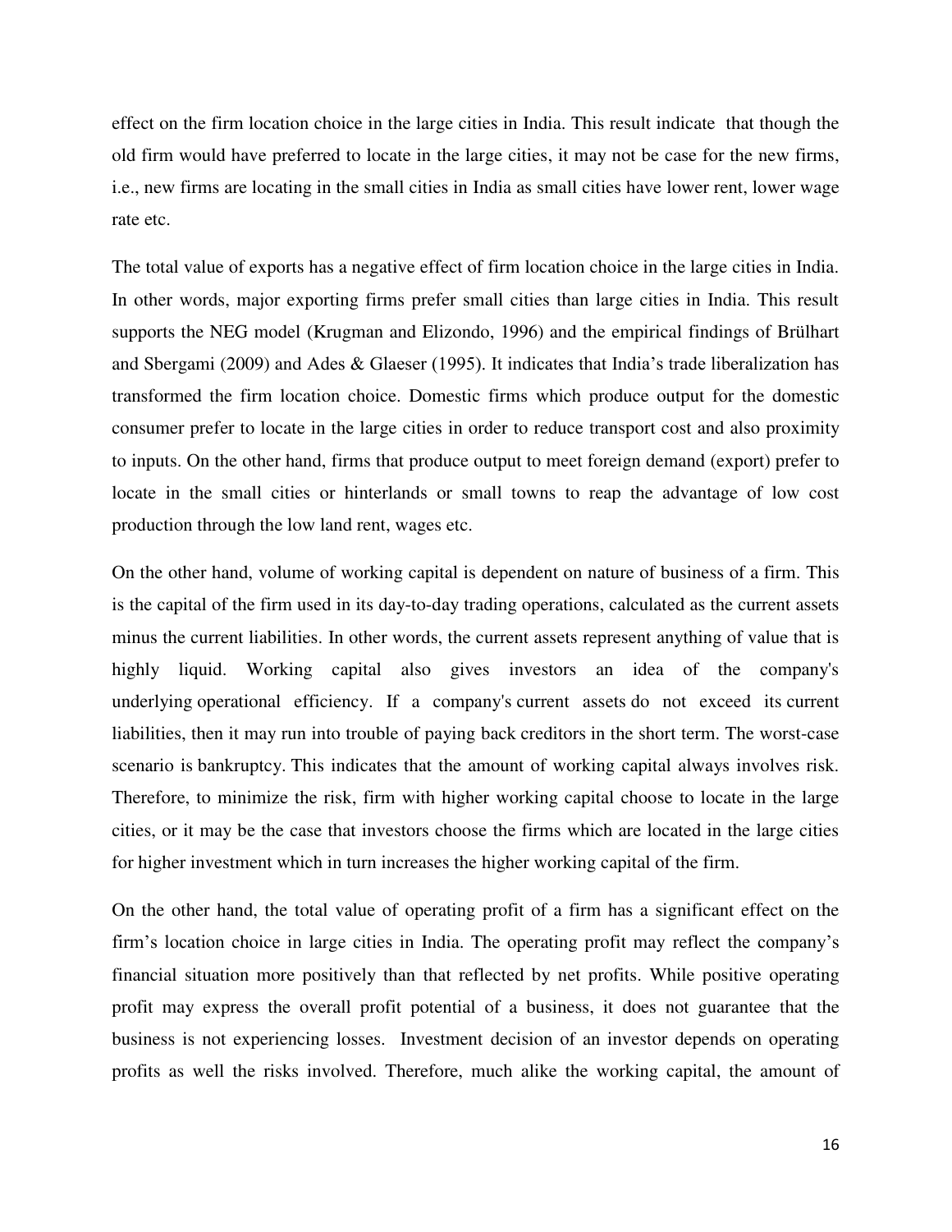effect on the firm location choice in the large cities in India. This result indicate that though the old firm would have preferred to locate in the large cities, it may not be case for the new firms, i.e., new firms are locating in the small cities in India as small cities have lower rent, lower wage rate etc.

The total value of exports has a negative effect of firm location choice in the large cities in India. In other words, major exporting firms prefer small cities than large cities in India. This result supports the NEG model (Krugman and Elizondo, 1996) and the empirical findings of Brülhart and Sbergami (2009) and Ades & Glaeser (1995). It indicates that India's trade liberalization has transformed the firm location choice. Domestic firms which produce output for the domestic consumer prefer to locate in the large cities in order to reduce transport cost and also proximity to inputs. On the other hand, firms that produce output to meet foreign demand (export) prefer to locate in the small cities or hinterlands or small towns to reap the advantage of low cost production through the low land rent, wages etc.

On the other hand, volume of working capital is dependent on nature of business of a firm. This is the capital of the firm used in its day-to-day trading operations, calculated as the current assets minus the current liabilities. In other words, the current assets represent anything of value that is highly liquid. Working capital also gives investors an idea of the company's underlying operational efficiency. If a company's current assets do not exceed its current liabilities, then it may run into trouble of paying back creditors in the short term. The worst-case scenario is bankruptcy. This indicates that the amount of working capital always involves risk. Therefore, to minimize the risk, firm with higher working capital choose to locate in the large cities, or it may be the case that investors choose the firms which are located in the large cities for higher investment which in turn increases the higher working capital of the firm.

On the other hand, the total value of operating profit of a firm has a significant effect on the firm's location choice in large cities in India. The operating profit may reflect the company's financial situation more positively than that reflected by net profits. While positive operating profit may express the overall profit potential of a business, it does not guarantee that the business is not experiencing losses. Investment decision of an investor depends on operating profits as well the risks involved. Therefore, much alike the working capital, the amount of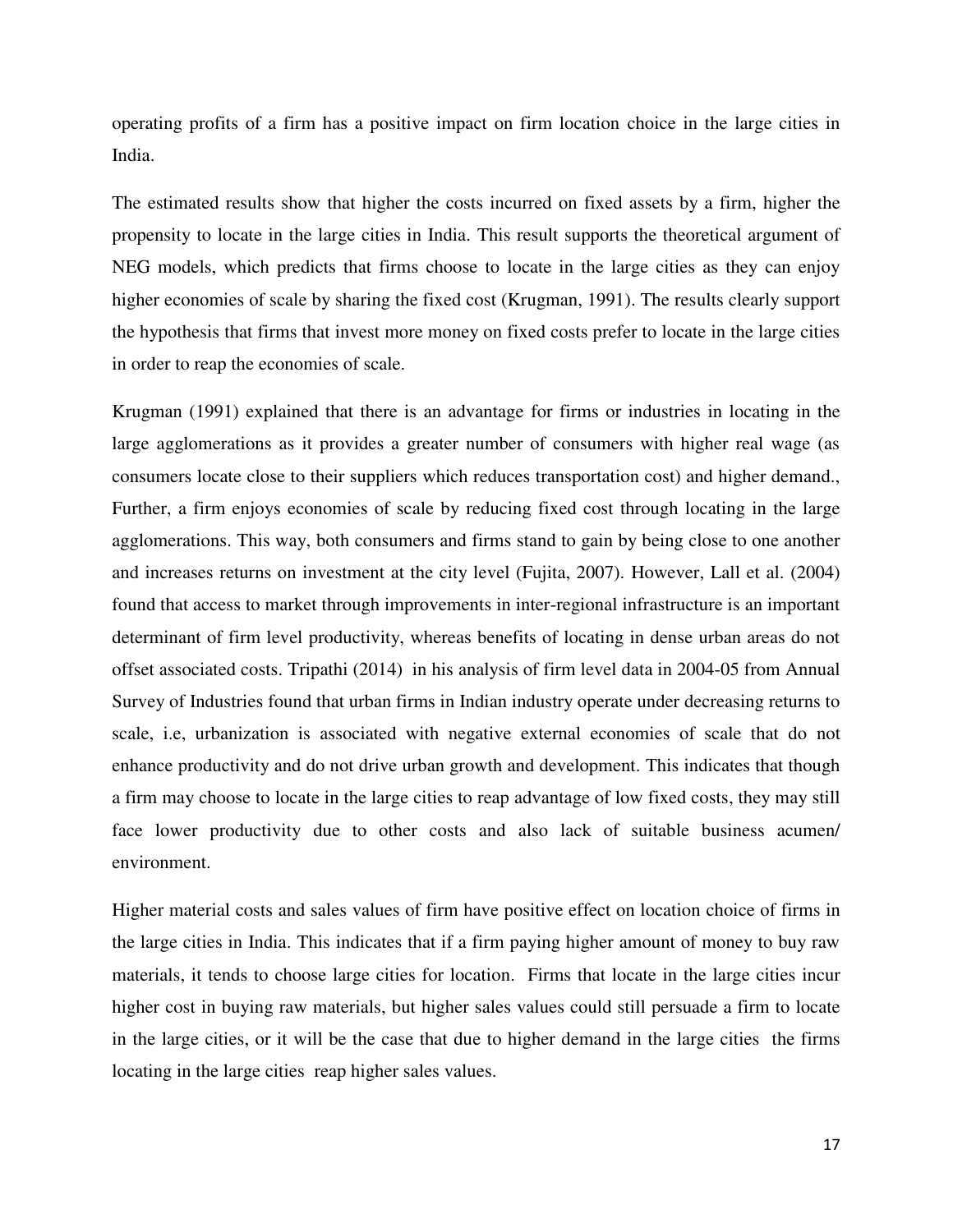operating profits of a firm has a positive impact on firm location choice in the large cities in India.

The estimated results show that higher the costs incurred on fixed assets by a firm, higher the propensity to locate in the large cities in India. This result supports the theoretical argument of NEG models, which predicts that firms choose to locate in the large cities as they can enjoy higher economies of scale by sharing the fixed cost (Krugman, 1991). The results clearly support the hypothesis that firms that invest more money on fixed costs prefer to locate in the large cities in order to reap the economies of scale.

Krugman (1991) explained that there is an advantage for firms or industries in locating in the large agglomerations as it provides a greater number of consumers with higher real wage (as consumers locate close to their suppliers which reduces transportation cost) and higher demand., Further, a firm enjoys economies of scale by reducing fixed cost through locating in the large agglomerations. This way, both consumers and firms stand to gain by being close to one another and increases returns on investment at the city level (Fujita, 2007). However, Lall et al. (2004) found that access to market through improvements in inter-regional infrastructure is an important determinant of firm level productivity, whereas benefits of locating in dense urban areas do not offset associated costs. Tripathi (2014) in his analysis of firm level data in 2004-05 from Annual Survey of Industries found that urban firms in Indian industry operate under decreasing returns to scale, i.e, urbanization is associated with negative external economies of scale that do not enhance productivity and do not drive urban growth and development. This indicates that though a firm may choose to locate in the large cities to reap advantage of low fixed costs, they may still face lower productivity due to other costs and also lack of suitable business acumen/ environment.

Higher material costs and sales values of firm have positive effect on location choice of firms in the large cities in India. This indicates that if a firm paying higher amount of money to buy raw materials, it tends to choose large cities for location. Firms that locate in the large cities incur higher cost in buying raw materials, but higher sales values could still persuade a firm to locate in the large cities, or it will be the case that due to higher demand in the large cities the firms locating in the large cities reap higher sales values.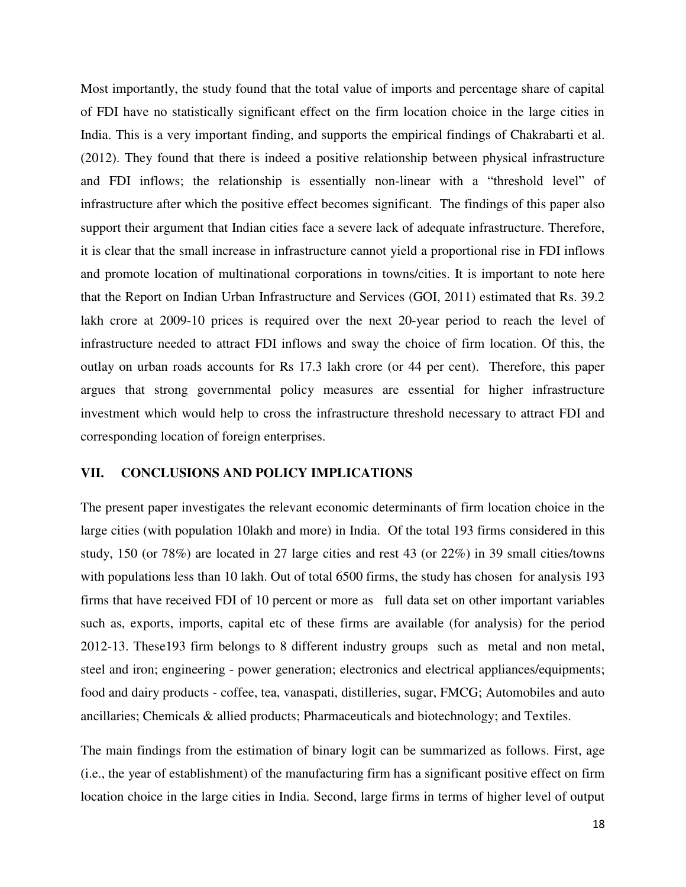Most importantly, the study found that the total value of imports and percentage share of capital of FDI have no statistically significant effect on the firm location choice in the large cities in India. This is a very important finding, and supports the empirical findings of Chakrabarti et al. (2012). They found that there is indeed a positive relationship between physical infrastructure and FDI inflows; the relationship is essentially non-linear with a "threshold level" of infrastructure after which the positive effect becomes significant. The findings of this paper also support their argument that Indian cities face a severe lack of adequate infrastructure. Therefore, it is clear that the small increase in infrastructure cannot yield a proportional rise in FDI inflows and promote location of multinational corporations in towns/cities. It is important to note here that the Report on Indian Urban Infrastructure and Services (GOI, 2011) estimated that Rs. 39.2 lakh crore at 2009-10 prices is required over the next 20-year period to reach the level of infrastructure needed to attract FDI inflows and sway the choice of firm location. Of this, the outlay on urban roads accounts for Rs 17.3 lakh crore (or 44 per cent). Therefore, this paper argues that strong governmental policy measures are essential for higher infrastructure investment which would help to cross the infrastructure threshold necessary to attract FDI and corresponding location of foreign enterprises.

## VII. CONCLUSIONS AND POLICY IMPLICATIONS

The present paper investigates the relevant economic determinants of firm location choice in the large cities (with population 10lakh and more) in India. Of the total 193 firms considered in this study, 150 (or 78%) are located in 27 large cities and rest 43 (or 22%) in 39 small cities/towns with populations less than 10 lakh. Out of total 6500 firms, the study has chosen for analysis 193 firms that have received FDI of 10 percent or more as full data set on other important variables such as, exports, imports, capital etc of these firms are available (for analysis) for the period 2012-13. These193 firm belongs to 8 different industry groups such as metal and non metal, steel and iron; engineering - power generation; electronics and electrical appliances/equipments; food and dairy products - coffee, tea, vanaspati, distilleries, sugar, FMCG; Automobiles and auto ancillaries; Chemicals & allied products; Pharmaceuticals and biotechnology; and Textiles.

The main findings from the estimation of binary logit can be summarized as follows. First, age (i.e., the year of establishment) of the manufacturing firm has a significant positive effect on firm location choice in the large cities in India. Second, large firms in terms of higher level of output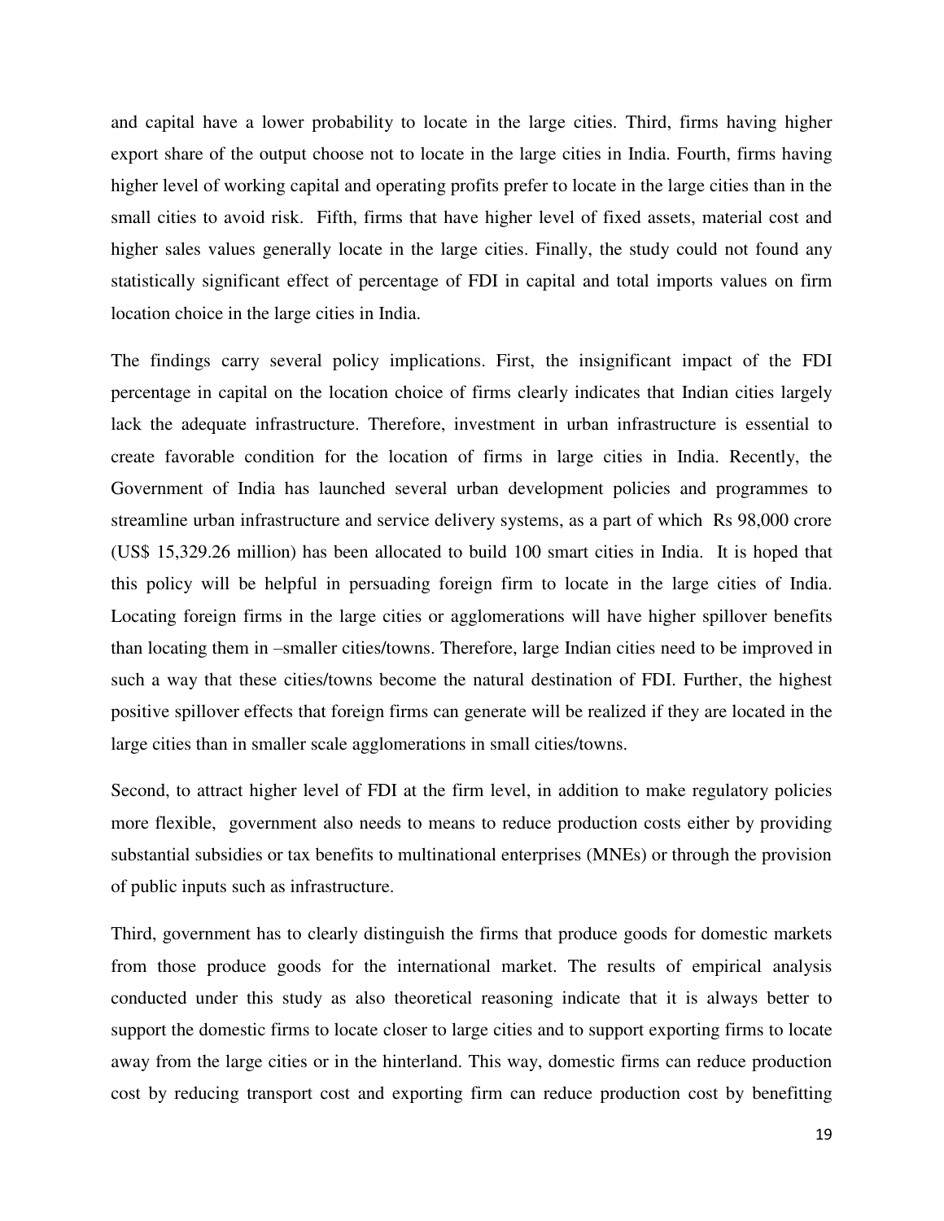and capital have a lower probability to locate in the large cities. Third, firms having higher export share of the output choose not to locate in the large cities in India. Fourth, firms having higher level of working capital and operating profits prefer to locate in the large cities than in the small cities to avoid risk. Fifth, firms that have higher level of fixed assets, material cost and higher sales values generally locate in the large cities. Finally, the study could not found any statistically significant effect of percentage of FDI in capital and total imports values on firm location choice in the large cities in India.

The findings carry several policy implications. First, the insignificant impact of the FDI percentage in capital on the location choice of firms clearly indicates that Indian cities largely lack the adequate infrastructure. Therefore, investment in urban infrastructure is essential to create favorable condition for the location of firms in large cities in India. Recently, the Government of India has launched several urban development policies and programmes to streamline urban infrastructure and service delivery systems, as a part of which Rs 98,000 crore (US$ 15,329.26 million) has been allocated to build 100 smart cities in India. It is hoped that this policy will be helpful in persuading foreign firm to locate in the large cities of India. Locating foreign firms in the large cities or agglomerations will have higher spillover benefits than locating them in –smaller cities/towns. Therefore, large Indian cities need to be improved in such a way that these cities/towns become the natural destination of FDI. Further, the highest positive spillover effects that foreign firms can generate will be realized if they are located in the large cities than in smaller scale agglomerations in small cities/towns.

Second, to attract higher level of FDI at the firm level, in addition to make regulatory policies more flexible, government also needs to means to reduce production costs either by providing substantial subsidies or tax benefits to multinational enterprises (MNEs) or through the provision of public inputs such as infrastructure.

Third, government has to clearly distinguish the firms that produce goods for domestic markets from those produce goods for the international market. The results of empirical analysis conducted under this study as also theoretical reasoning indicate that it is always better to support the domestic firms to locate closer to large cities and to support exporting firms to locate away from the large cities or in the hinterland. This way, domestic firms can reduce production cost by reducing transport cost and exporting firm can reduce production cost by benefitting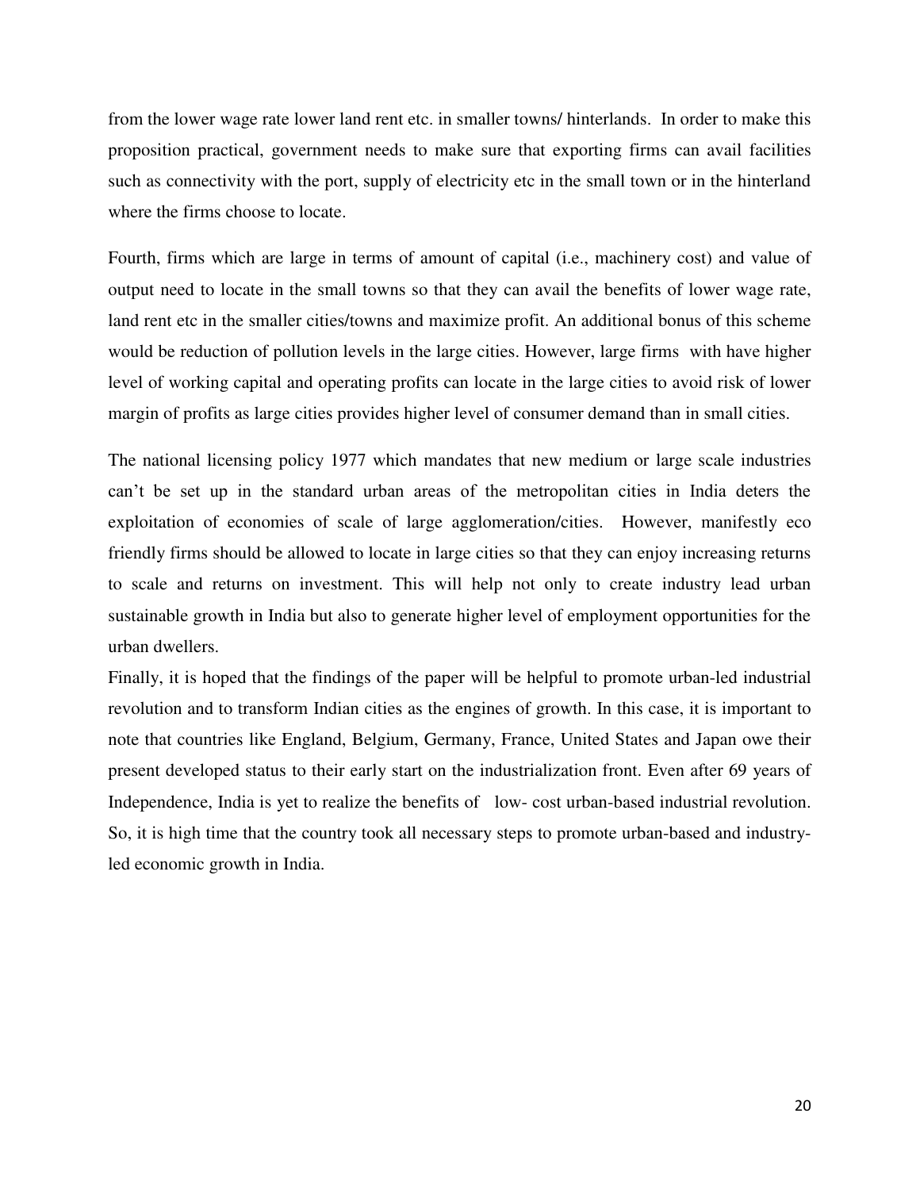from the lower wage rate lower land rent etc. in smaller towns/ hinterlands. In order to make this proposition practical, government needs to make sure that exporting firms can avail facilities such as connectivity with the port, supply of electricity etc in the small town or in the hinterland where the firms choose to locate.

Fourth, firms which are large in terms of amount of capital (i.e., machinery cost) and value of output need to locate in the small towns so that they can avail the benefits of lower wage rate, land rent etc in the smaller cities/towns and maximize profit. An additional bonus of this scheme would be reduction of pollution levels in the large cities. However, large firms with have higher level of working capital and operating profits can locate in the large cities to avoid risk of lower margin of profits as large cities provides higher level of consumer demand than in small cities.

The national licensing policy 1977 which mandates that new medium or large scale industries can't be set up in the standard urban areas of the metropolitan cities in India deters the exploitation of economies of scale of large agglomeration/cities. However, manifestly eco friendly firms should be allowed to locate in large cities so that they can enjoy increasing returns to scale and returns on investment. This will help not only to create industry lead urban sustainable growth in India but also to generate higher level of employment opportunities for the urban dwellers.

Finally, it is hoped that the findings of the paper will be helpful to promote urban-led industrial revolution and to transform Indian cities as the engines of growth. In this case, it is important to note that countries like England, Belgium, Germany, France, United States and Japan owe their present developed status to their early start on the industrialization front. Even after 69 years of Independence, India is yet to realize the benefits of low- cost urban-based industrial revolution. So, it is high time that the country took all necessary steps to promote urban-based and industry-led economic growth in India.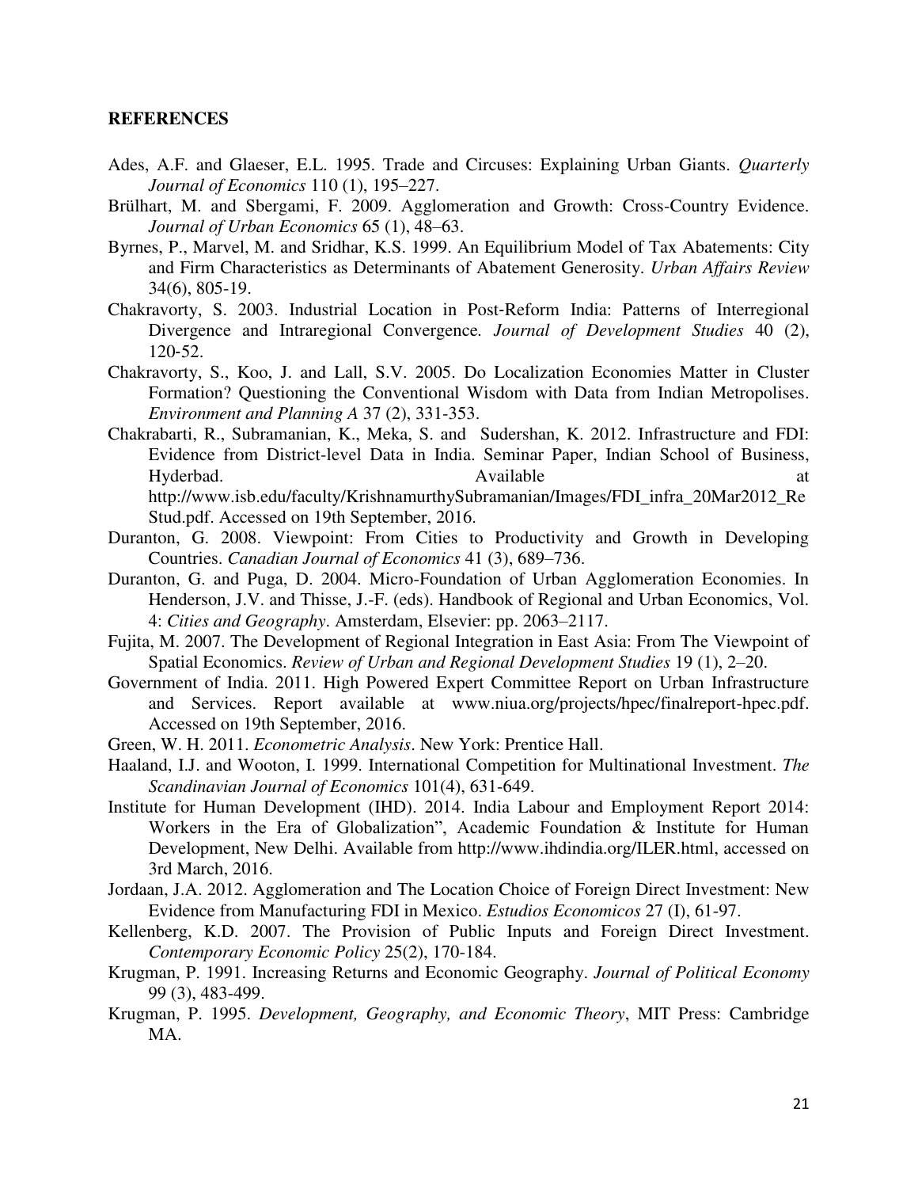**REFERENCES**

Ades, A.F. and Glaeser, E.L. 1995. Trade and Circuses: Explaining Urban Giants. *Quarterly Journal of Economics* 110 (1), 195–227.

Brülhart, M. and Sbergami, F. 2009. Agglomeration and Growth: Cross-Country Evidence. *Journal of Urban Economics* 65 (1), 48–63.

Byrnes, P., Marvel, M. and Sridhar, K.S. 1999. An Equilibrium Model of Tax Abatements: City and Firm Characteristics as Determinants of Abatement Generosity. *Urban Affairs Review* 34(6), 805-19.

Chakravorty, S. 2003. Industrial Location in Post-Reform India: Patterns of Interregional Divergence and Intraregional Convergence. *Journal of Development Studies* 40 (2), 120-52.

Chakravorty, S., Koo, J. and Lall, S.V. 2005. Do Localization Economies Matter in Cluster Formation? Questioning the Conventional Wisdom with Data from Indian Metropolises. *Environment and Planning A* 37 (2), 331-353.

Chakrabarti, R., Subramanian, K., Meka, S. and Sudershan, K. 2012. Infrastructure and FDI: Evidence from District-level Data in India. Seminar Paper, Indian School of Business, Hyderbad. Available at http://www.isb.edu/faculty/KrishnamurthySubramanian/Images/FDI_infra_20Mar2012_ReStud.pdf. Accessed on 19th September, 2016.

Duranton, G. 2008. Viewpoint: From Cities to Productivity and Growth in Developing Countries. *Canadian Journal of Economics* 41 (3), 689–736.

Duranton, G. and Puga, D. 2004. Micro-Foundation of Urban Agglomeration Economies. In Henderson, J.V. and Thisse, J.-F. (eds). Handbook of Regional and Urban Economics, Vol. 4: *Cities and Geography*. Amsterdam, Elsevier: pp. 2063–2117.

Fujita, M. 2007. The Development of Regional Integration in East Asia: From The Viewpoint of Spatial Economics. *Review of Urban and Regional Development Studies* 19 (1), 2–20.

Government of India. 2011. High Powered Expert Committee Report on Urban Infrastructure and Services. Report available at www.niua.org/projects/hpec/finalreport-hpec.pdf. Accessed on 19th September, 2016.

Green, W. H. 2011. *Econometric Analysis*. New York: Prentice Hall.

Haaland, I.J. and Wooton, I. 1999. International Competition for Multinational Investment. *The Scandinavian Journal of Economics* 101(4), 631-649.

Institute for Human Development (IHD). 2014. India Labour and Employment Report 2014: Workers in the Era of Globalization", Academic Foundation & Institute for Human Development, New Delhi. Available from http://www.ihdindia.org/ILER.html, accessed on 3rd March, 2016.

Jordaan, J.A. 2012. Agglomeration and The Location Choice of Foreign Direct Investment: New Evidence from Manufacturing FDI in Mexico. *Estudios Economicos* 27 (I), 61-97.

Kellenberg, K.D. 2007. The Provision of Public Inputs and Foreign Direct Investment. *Contemporary Economic Policy* 25(2), 170-184.

Krugman, P. 1991. Increasing Returns and Economic Geography. *Journal of Political Economy* 99 (3), 483-499.

Krugman, P. 1995. *Development, Geography, and Economic Theory*, MIT Press: Cambridge MA.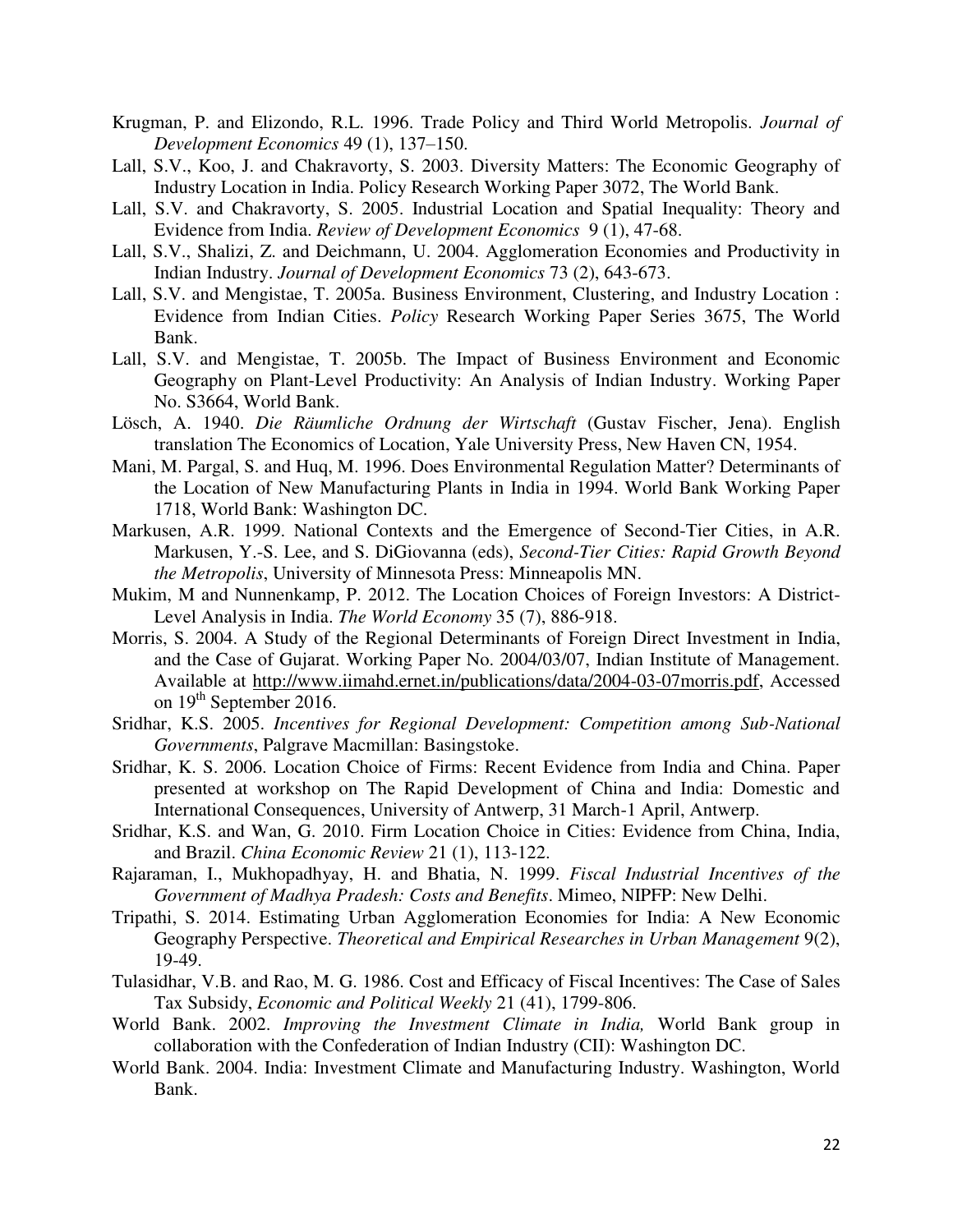Krugman, P. and Elizondo, R.L. 1996. Trade Policy and Third World Metropolis. *Journal of Development Economics* 49 (1), 137–150.

Lall, S.V., Koo, J. and Chakravorty, S. 2003. Diversity Matters: The Economic Geography of Industry Location in India. Policy Research Working Paper 3072, The World Bank.

Lall, S.V. and Chakravorty, S. 2005. Industrial Location and Spatial Inequality: Theory and Evidence from India. *Review of Development Economics* 9 (1), 47-68.

Lall, S.V., Shalizi, Z. and Deichmann, U. 2004. Agglomeration Economies and Productivity in Indian Industry. *Journal of Development Economics* 73 (2), 643-673.

Lall, S.V. and Mengistae, T. 2005a. Business Environment, Clustering, and Industry Location : Evidence from Indian Cities. *Policy* Research Working Paper Series 3675, The World Bank.

Lall, S.V. and Mengistae, T. 2005b. The Impact of Business Environment and Economic Geography on Plant-Level Productivity: An Analysis of Indian Industry. Working Paper No. S3664, World Bank.

Lösch, A. 1940. *Die Räumliche Ordnung der Wirtschaft* (Gustav Fischer, Jena). English translation The Economics of Location, Yale University Press, New Haven CN, 1954.

Mani, M. Pargal, S. and Huq, M. 1996. Does Environmental Regulation Matter? Determinants of the Location of New Manufacturing Plants in India in 1994. World Bank Working Paper 1718, World Bank: Washington DC.

Markusen, A.R. 1999. National Contexts and the Emergence of Second-Tier Cities, in A.R. Markusen, Y.-S. Lee, and S. DiGiovanna (eds), *Second-Tier Cities: Rapid Growth Beyond the Metropolis*, University of Minnesota Press: Minneapolis MN.

Mukim, M and Nunnenkamp, P. 2012. The Location Choices of Foreign Investors: A District-Level Analysis in India. *The World Economy* 35 (7), 886-918.

Morris, S. 2004. A Study of the Regional Determinants of Foreign Direct Investment in India, and the Case of Gujarat. Working Paper No. 2004/03/07, Indian Institute of Management. Available at http://www.iimahd.ernet.in/publications/data/2004-03-07morris.pdf, Accessed on 19th September 2016.

Sridhar, K.S. 2005. *Incentives for Regional Development: Competition among Sub-National Governments*, Palgrave Macmillan: Basingstoke.

Sridhar, K. S. 2006. Location Choice of Firms: Recent Evidence from India and China. Paper presented at workshop on The Rapid Development of China and India: Domestic and International Consequences, University of Antwerp, 31 March-1 April, Antwerp.

Sridhar, K.S. and Wan, G. 2010. Firm Location Choice in Cities: Evidence from China, India, and Brazil. *China Economic Review* 21 (1), 113-122.

Rajaraman, I., Mukhopadhyay, H. and Bhatia, N. 1999. *Fiscal Industrial Incentives of the Government of Madhya Pradesh: Costs and Benefits*. Mimeo, NIPFP: New Delhi.

Tripathi, S. 2014. Estimating Urban Agglomeration Economies for India: A New Economic Geography Perspective. *Theoretical and Empirical Researches in Urban Management* 9(2), 19-49.

Tulasidhar, V.B. and Rao, M. G. 1986. Cost and Efficacy of Fiscal Incentives: The Case of Sales Tax Subsidy, *Economic and Political Weekly* 21 (41), 1799-806.

World Bank. 2002. *Improving the Investment Climate in India,* World Bank group in collaboration with the Confederation of Indian Industry (CII): Washington DC.

World Bank. 2004. India: Investment Climate and Manufacturing Industry. Washington, World Bank.